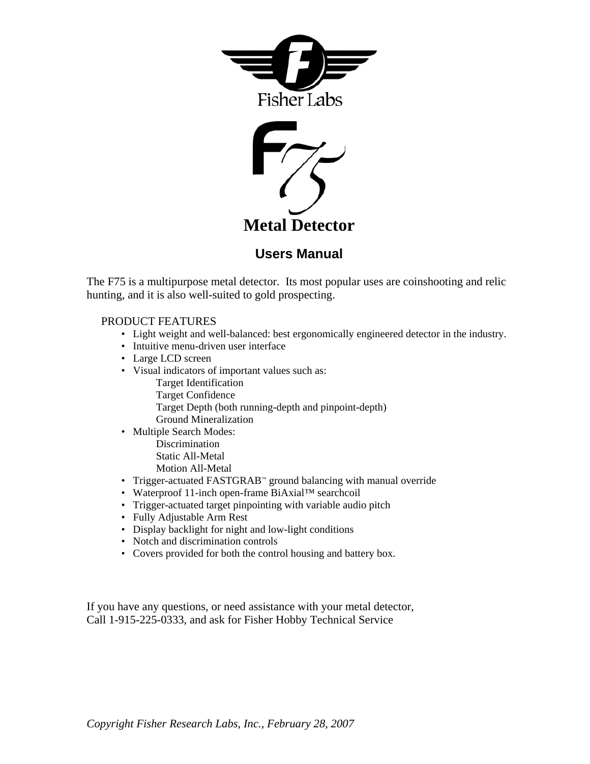Fisher Labs

# F75

# Metal Detector

## Users Manual

The F75 is a multipurpose metal detector. Its most popular uses are coinshooting and relic hunting, and it is also well-suited to gold prospecting.

PRODUCT FEATURES

- Light weight and well-balanced: best ergonomically engineered detector in the industry.
- Intuitive menu-driven user interface
- Large LCD screen
- Visual indicators of important values such as:
  - Target Identification
  - Target Confidence
  - Target Depth (both running-depth and pinpoint-depth)
  - Ground Mineralization
- Multiple Search Modes:
  - Discrimination
  - Static All-Metal
  - Motion All-Metal
- Trigger-actuated FASTGRAB™ ground balancing with manual override
- Waterproof 11-inch open-frame BiAxial™ searchcoil
- Trigger-actuated target pinpointing with variable audio pitch
- Fully Adjustable Arm Rest
- Display backlight for night and low-light conditions
- Notch and discrimination controls
- Covers provided for both the control housing and battery box.

If you have any questions, or need assistance with your metal detector,
Call 1-915-225-0333, and ask for Fisher Hobby Technical Service

*Copyright Fisher Research Labs, Inc., February 28, 2007*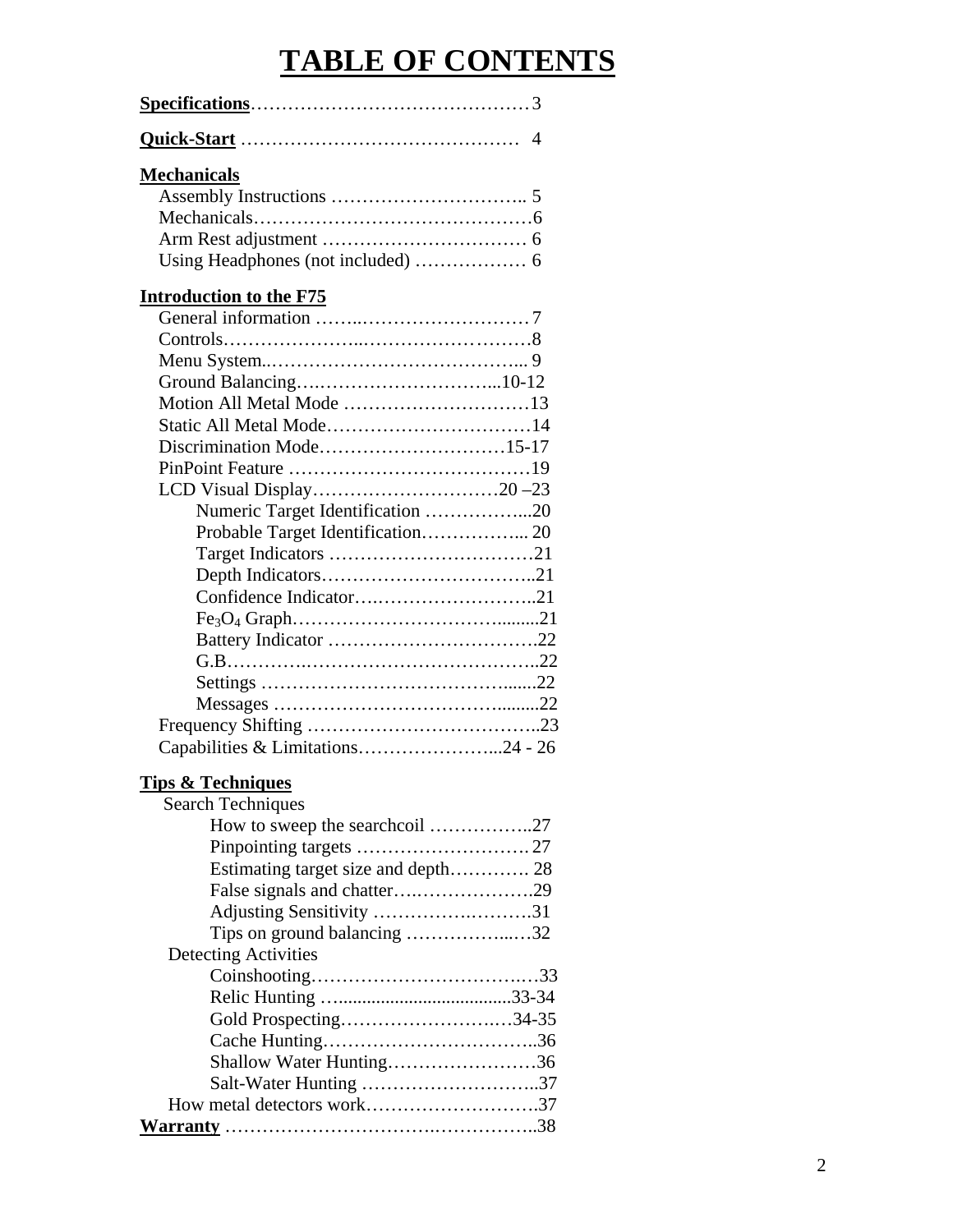# TABLE OF CONTENTS

**Specifications**……………………………………… 3

**Quick-Start** ……………………………………… 4

**Mechanicals**

- Assembly Instructions ………………………….. 5
- Mechanicals………………………………………6
- Arm Rest adjustment …………………………… 6
- Using Headphones (not included) ……………… 6

**Introduction to the F75**

- General information …….………………………7
- Controls………………..………………………8
- Menu System..…………………………………... 9
- Ground Balancing….………………………...10-12
- Motion All Metal Mode …………………………13
- Static All Metal Mode……………………………14
- Discrimination Mode…………………………15-17
- PinPoint Feature …………………………………19
- LCD Visual Display…………………………20 –23
  - Numeric Target Identification ……………...20
  - Probable Target Identification…………….. 20
  - Target Indicators ……………………………21
  - Depth Indicators……………………………..21
  - Confidence Indicator….……………………..21
  - $Fe_3O_4$ Graph……………………………........21
  - Battery Indicator …………………………….22
  - G.B………….………………………………..22
  - Settings …………………………………......22
  - Messages …………………………………........22
- Frequency Shifting ……………………………..23
- Capabilities & Limitations…………………...24 - 26

**Tips & Techniques**

- Search Techniques
  - How to sweep the searchcoil ……………..27
  - Pinpointing targets ………………………. 27
  - Estimating target size and depth…………. 28
  - False signals and chatter….……………….29
  - Adjusting Sensitivity ………….………….31
  - Tips on ground balancing ……………..…32
- Detecting Activities
  - Coinshooting…………………………….…33
  - Relic Hunting …...................................33-34
  - Gold Prospecting……………………….34-35
  - Cache Hunting……………………………..36
  - Shallow Water Hunting……………………36
  - Salt-Water Hunting ………………………..37
- How metal detectors work……………………….37

**Warranty** …………………………….…………..38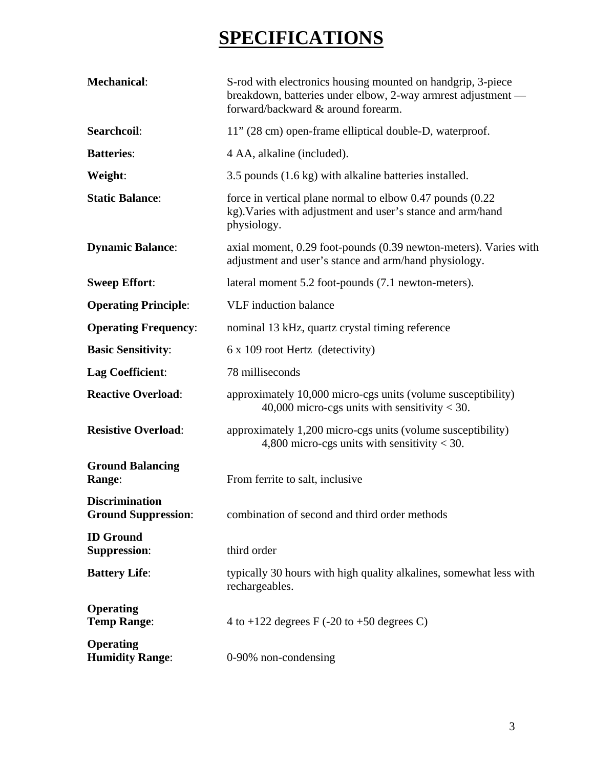# SPECIFICATIONS

| | |
|---|---|
| **Mechanical**: | S-rod with electronics housing mounted on handgrip, 3-piece breakdown, batteries under elbow, 2-way armrest adjustment — forward/backward & around forearm. |
| **Searchcoil**: | 11" (28 cm) open-frame elliptical double-D, waterproof. |
| **Batteries**: | 4 AA, alkaline (included). |
| **Weight**: | 3.5 pounds (1.6 kg) with alkaline batteries installed. |
| **Static Balance**: | force in vertical plane normal to elbow 0.47 pounds (0.22 kg).Varies with adjustment and user's stance and arm/hand physiology. |
| **Dynamic Balance**: | axial moment, 0.29 foot-pounds (0.39 newton-meters). Varies with adjustment and user's stance and arm/hand physiology. |
| **Sweep Effort**: | lateral moment 5.2 foot-pounds (7.1 newton-meters). |
| **Operating Principle**: | VLF induction balance |
| **Operating Frequency**: | nominal 13 kHz, quartz crystal timing reference |
| **Basic Sensitivity**: | 6 x 109 root Hertz (detectivity) |
| **Lag Coefficient**: | 78 milliseconds |
| **Reactive Overload**: | approximately 10,000 micro-cgs units (volume susceptibility) 40,000 micro-cgs units with sensitivity < 30. |
| **Resistive Overload**: | approximately 1,200 micro-cgs units (volume susceptibility) 4,800 micro-cgs units with sensitivity < 30. |
| **Ground Balancing Range**: | From ferrite to salt, inclusive |
| **Discrimination Ground Suppression**: | combination of second and third order methods |
| **ID Ground Suppression**: | third order |
| **Battery Life**: | typically 30 hours with high quality alkalines, somewhat less with rechargeables. |
| **Operating Temp Range**: | 4 to +122 degrees F (-20 to +50 degrees C) |
| **Operating Humidity Range**: | 0-90% non-condensing |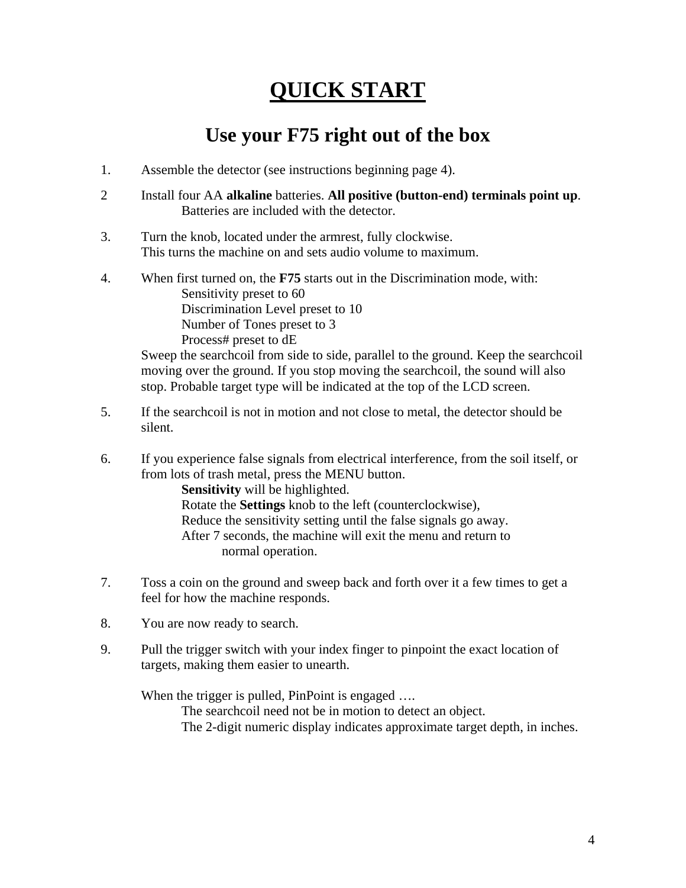# QUICK START

## Use your F75 right out of the box

1. Assemble the detector (see instructions beginning page 4).

2 Install four AA **alkaline** batteries. **All positive (button-end) terminals point up**.
Batteries are included with the detector.

3. Turn the knob, located under the armrest, fully clockwise.
This turns the machine on and sets audio volume to maximum.

4. When first turned on, the **F75** starts out in the Discrimination mode, with:
   Sensitivity preset to 60
   Discrimination Level preset to 10
   Number of Tones preset to 3
   Process# preset to dE

   Sweep the searchcoil from side to side, parallel to the ground. Keep the searchcoil moving over the ground. If you stop moving the searchcoil, the sound will also stop. Probable target type will be indicated at the top of the LCD screen.

5. If the searchcoil is not in motion and not close to metal, the detector should be silent.

6. If you experience false signals from electrical interference, from the soil itself, or from lots of trash metal, press the MENU button.
   **Sensitivity** will be highlighted.
   Rotate the **Settings** knob to the left (counterclockwise),
   Reduce the sensitivity setting until the false signals go away.
   After 7 seconds, the machine will exit the menu and return to normal operation.

7. Toss a coin on the ground and sweep back and forth over it a few times to get a feel for how the machine responds.

8. You are now ready to search.

9. Pull the trigger switch with your index finger to pinpoint the exact location of targets, making them easier to unearth.

   When the trigger is pulled, PinPoint is engaged ….
   The searchcoil need not be in motion to detect an object.
   The 2-digit numeric display indicates approximate target depth, in inches.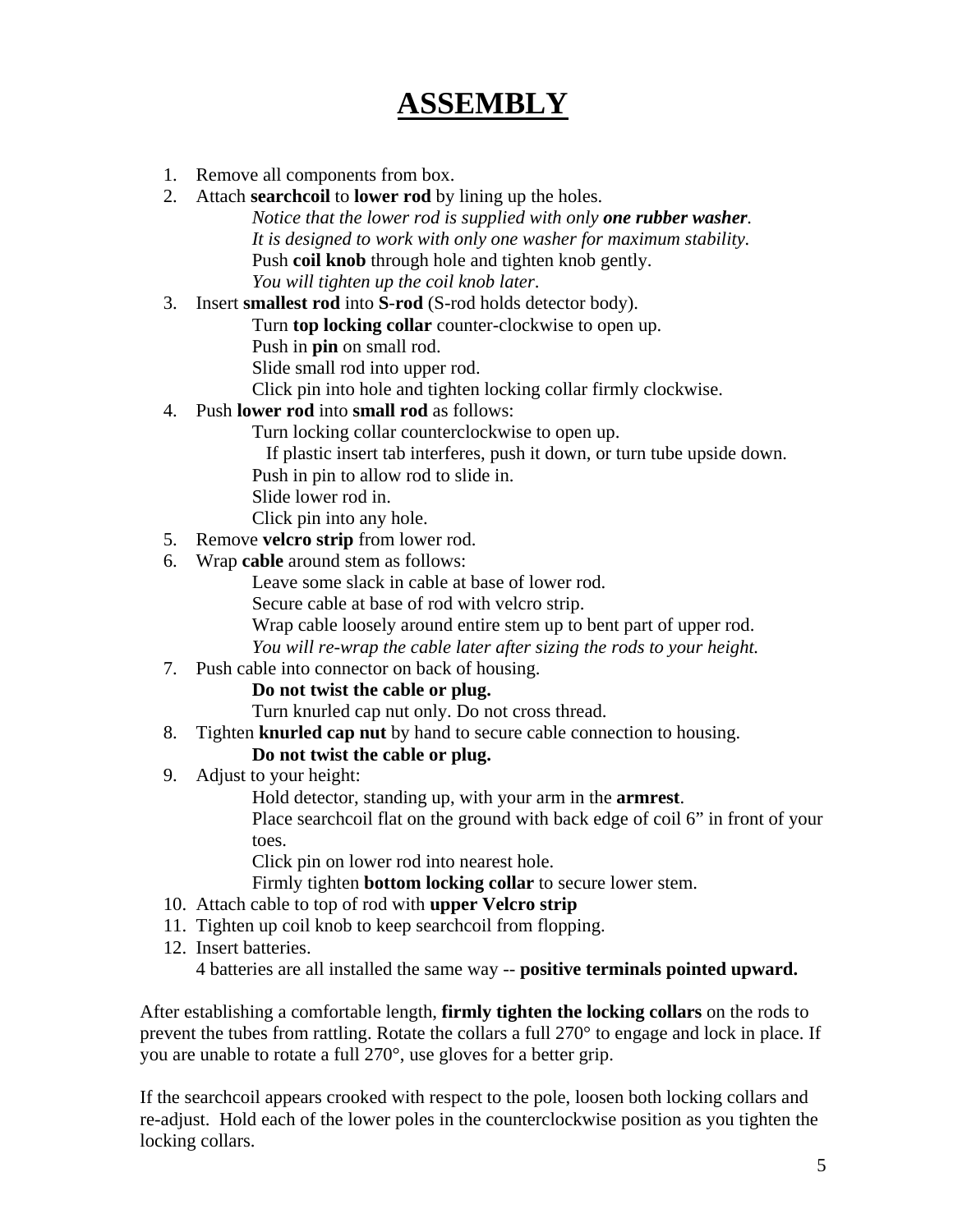# ASSEMBLY

1. Remove all components from box.
2. Attach **searchcoil** to **lower rod** by lining up the holes.
   *Notice that the lower rod is supplied with only* ***one rubber washer****.*
   *It is designed to work with only one washer for maximum stability.*
   Push **coil knob** through hole and tighten knob gently.
   *You will tighten up the coil knob later*.
3. Insert **smallest rod** into **S-rod** (S-rod holds detector body).
   Turn **top locking collar** counter-clockwise to open up.
   Push in **pin** on small rod.
   Slide small rod into upper rod.
   Click pin into hole and tighten locking collar firmly clockwise.
4. Push **lower rod** into **small rod** as follows:
   Turn locking collar counterclockwise to open up.
   If plastic insert tab interferes, push it down, or turn tube upside down.
   Push in pin to allow rod to slide in.
   Slide lower rod in.
   Click pin into any hole.
5. Remove **velcro strip** from lower rod.
6. Wrap **cable** around stem as follows:
   Leave some slack in cable at base of lower rod.
   Secure cable at base of rod with velcro strip.
   Wrap cable loosely around entire stem up to bent part of upper rod.
   *You will re-wrap the cable later after sizing the rods to your height.*
7. Push cable into connector on back of housing.
   **Do not twist the cable or plug.**
   Turn knurled cap nut only. Do not cross thread.
8. Tighten **knurled cap nut** by hand to secure cable connection to housing.
   **Do not twist the cable or plug.**
9. Adjust to your height:
   Hold detector, standing up, with your arm in the **armrest**.
   Place searchcoil flat on the ground with back edge of coil 6" in front of your toes.
   Click pin on lower rod into nearest hole.
   Firmly tighten **bottom locking collar** to secure lower stem.
10. Attach cable to top of rod with **upper Velcro strip**
11. Tighten up coil knob to keep searchcoil from flopping.
12. Insert batteries.
    4 batteries are all installed the same way -- **positive terminals pointed upward.**

After establishing a comfortable length, **firmly tighten the locking collars** on the rods to prevent the tubes from rattling. Rotate the collars a full 270° to engage and lock in place. If you are unable to rotate a full 270°, use gloves for a better grip.

If the searchcoil appears crooked with respect to the pole, loosen both locking collars and re-adjust. Hold each of the lower poles in the counterclockwise position as you tighten the locking collars.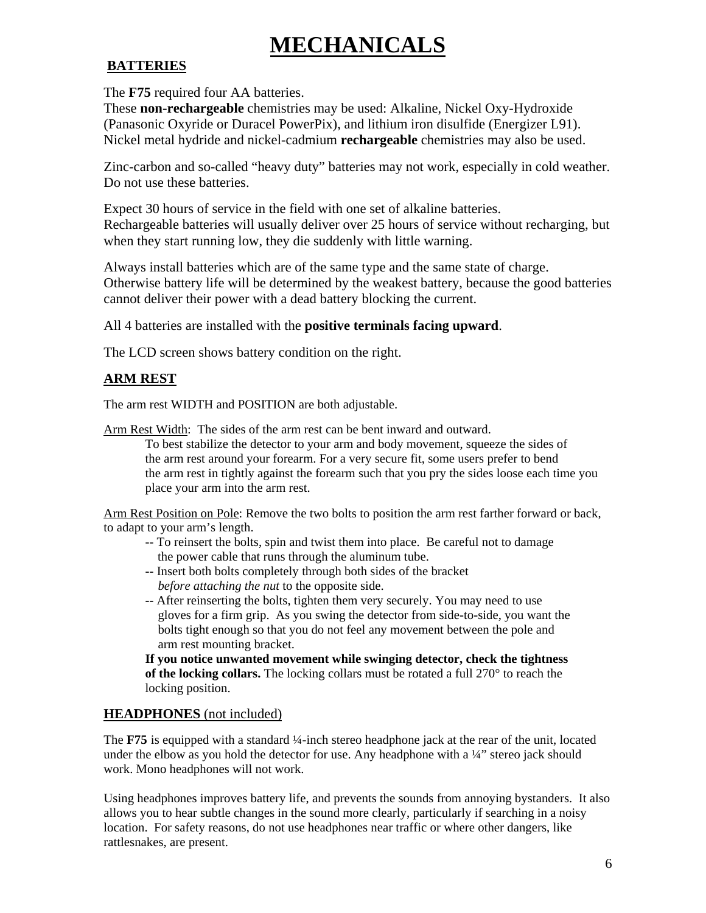# MECHANICALS

## BATTERIES

The **F75** required four AA batteries.
These **non-rechargeable** chemistries may be used: Alkaline, Nickel Oxy-Hydroxide (Panasonic Oxyride or Duracel PowerPix), and lithium iron disulfide (Energizer L91). Nickel metal hydride and nickel-cadmium **rechargeable** chemistries may also be used.

Zinc-carbon and so-called "heavy duty" batteries may not work, especially in cold weather. Do not use these batteries.

Expect 30 hours of service in the field with one set of alkaline batteries.
Rechargeable batteries will usually deliver over 25 hours of service without recharging, but when they start running low, they die suddenly with little warning.

Always install batteries which are of the same type and the same state of charge. Otherwise battery life will be determined by the weakest battery, because the good batteries cannot deliver their power with a dead battery blocking the current.

All 4 batteries are installed with the **positive terminals facing upward**.

The LCD screen shows battery condition on the right.

## ARM REST

The arm rest WIDTH and POSITION are both adjustable.

Arm Rest Width: The sides of the arm rest can be bent inward and outward.

To best stabilize the detector to your arm and body movement, squeeze the sides of the arm rest around your forearm. For a very secure fit, some users prefer to bend the arm rest in tightly against the forearm such that you pry the sides loose each time you place your arm into the arm rest.

Arm Rest Position on Pole: Remove the two bolts to position the arm rest farther forward or back, to adapt to your arm's length.

- To reinsert the bolts, spin and twist them into place. Be careful not to damage the power cable that runs through the aluminum tube.
- Insert both bolts completely through both sides of the bracket *before attaching the nut* to the opposite side.
- After reinserting the bolts, tighten them very securely. You may need to use gloves for a firm grip. As you swing the detector from side-to-side, you want the bolts tight enough so that you do not feel any movement between the pole and arm rest mounting bracket.

**If you notice unwanted movement while swinging detector, check the tightness of the locking collars.** The locking collars must be rotated a full 270° to reach the locking position.

## HEADPHONES (not included)

The **F75** is equipped with a standard ¼-inch stereo headphone jack at the rear of the unit, located under the elbow as you hold the detector for use. Any headphone with a ¼" stereo jack should work. Mono headphones will not work.

Using headphones improves battery life, and prevents the sounds from annoying bystanders. It also allows you to hear subtle changes in the sound more clearly, particularly if searching in a noisy location. For safety reasons, do not use headphones near traffic or where other dangers, like rattlesnakes, are present.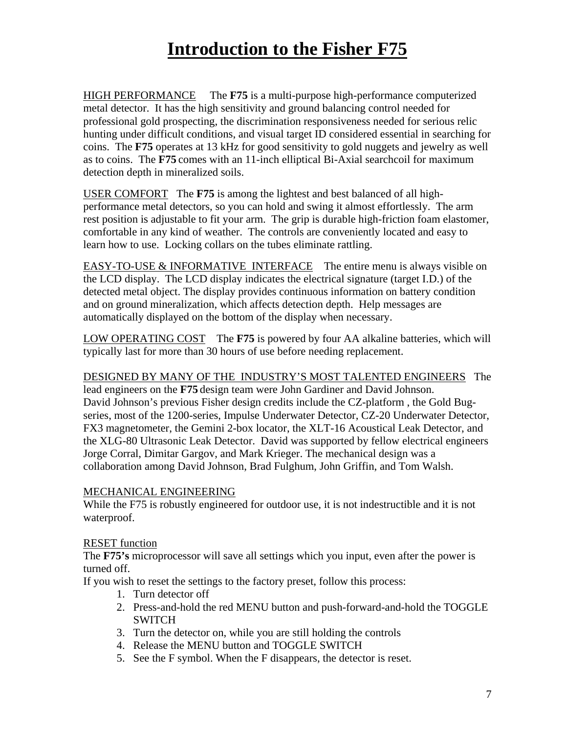# Introduction to the Fisher F75

HIGH PERFORMANCE The **F75** is a multi-purpose high-performance computerized metal detector. It has the high sensitivity and ground balancing control needed for professional gold prospecting, the discrimination responsiveness needed for serious relic hunting under difficult conditions, and visual target ID considered essential in searching for coins. The **F75** operates at 13 kHz for good sensitivity to gold nuggets and jewelry as well as to coins. The **F75** comes with an 11-inch elliptical Bi-Axial searchcoil for maximum detection depth in mineralized soils.

USER COMFORT The **F75** is among the lightest and best balanced of all high-performance metal detectors, so you can hold and swing it almost effortlessly. The arm rest position is adjustable to fit your arm. The grip is durable high-friction foam elastomer, comfortable in any kind of weather. The controls are conveniently located and easy to learn how to use. Locking collars on the tubes eliminate rattling.

EASY-TO-USE & INFORMATIVE INTERFACE The entire menu is always visible on the LCD display. The LCD display indicates the electrical signature (target I.D.) of the detected metal object. The display provides continuous information on battery condition and on ground mineralization, which affects detection depth. Help messages are automatically displayed on the bottom of the display when necessary.

LOW OPERATING COST The **F75** is powered by four AA alkaline batteries, which will typically last for more than 30 hours of use before needing replacement.

DESIGNED BY MANY OF THE INDUSTRY'S MOST TALENTED ENGINEERS The lead engineers on the **F75** design team were John Gardiner and David Johnson. David Johnson's previous Fisher design credits include the CZ-platform , the Gold Bug-series, most of the 1200-series, Impulse Underwater Detector, CZ-20 Underwater Detector, FX3 magnetometer, the Gemini 2-box locator, the XLT-16 Acoustical Leak Detector, and the XLG-80 Ultrasonic Leak Detector. David was supported by fellow electrical engineers Jorge Corral, Dimitar Gargov, and Mark Krieger. The mechanical design was a collaboration among David Johnson, Brad Fulghum, John Griffin, and Tom Walsh.

MECHANICAL ENGINEERING
While the F75 is robustly engineered for outdoor use, it is not indestructible and it is not waterproof.

RESET function
The **F75's** microprocessor will save all settings which you input, even after the power is turned off.
If you wish to reset the settings to the factory preset, follow this process:

1. Turn detector off
2. Press-and-hold the red MENU button and push-forward-and-hold the TOGGLE SWITCH
3. Turn the detector on, while you are still holding the controls
4. Release the MENU button and TOGGLE SWITCH
5. See the F symbol. When the F disappears, the detector is reset.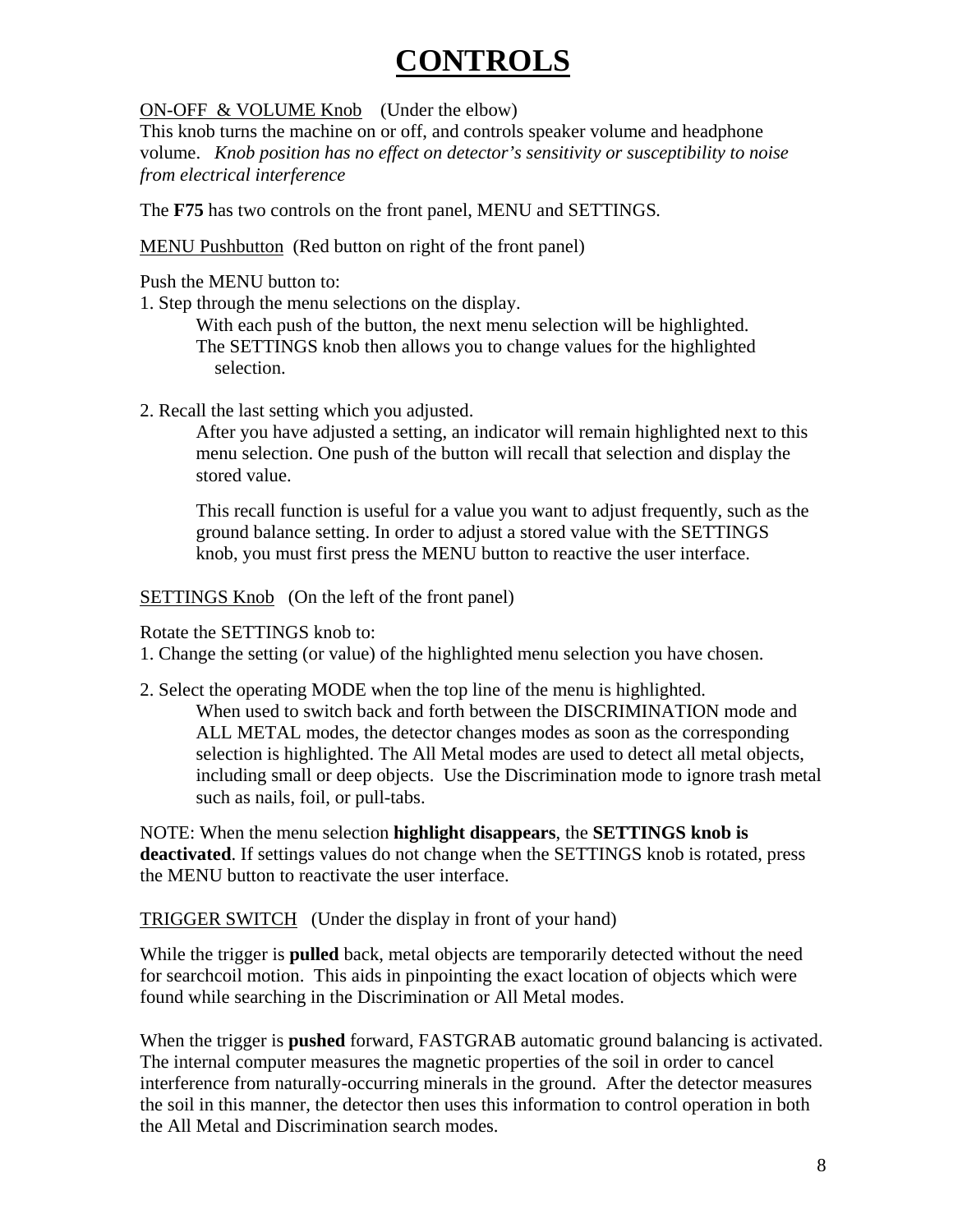# CONTROLS

<u>ON-OFF & VOLUME Knob</u> (Under the elbow)
This knob turns the machine on or off, and controls speaker volume and headphone volume. *Knob position has no effect on detector's sensitivity or susceptibility to noise from electrical interference*

The **F75** has two controls on the front panel, MENU and SETTINGS.

<u>MENU Pushbutton</u> (Red button on right of the front panel)

Push the MENU button to:

1. Step through the menu selections on the display.
   With each push of the button, the next menu selection will be highlighted. The SETTINGS knob then allows you to change values for the highlighted selection.

2. Recall the last setting which you adjusted.
   After you have adjusted a setting, an indicator will remain highlighted next to this menu selection. One push of the button will recall that selection and display the stored value.

   This recall function is useful for a value you want to adjust frequently, such as the ground balance setting. In order to adjust a stored value with the SETTINGS knob, you must first press the MENU button to reactive the user interface.

<u>SETTINGS Knob</u> (On the left of the front panel)

Rotate the SETTINGS knob to:

1. Change the setting (or value) of the highlighted menu selection you have chosen.

2. Select the operating MODE when the top line of the menu is highlighted.
   When used to switch back and forth between the DISCRIMINATION mode and ALL METAL modes, the detector changes modes as soon as the corresponding selection is highlighted. The All Metal modes are used to detect all metal objects, including small or deep objects. Use the Discrimination mode to ignore trash metal such as nails, foil, or pull-tabs.

NOTE: When the menu selection **highlight disappears**, the **SETTINGS knob is deactivated**. If settings values do not change when the SETTINGS knob is rotated, press the MENU button to reactivate the user interface.

<u>TRIGGER SWITCH</u> (Under the display in front of your hand)

While the trigger is **pulled** back, metal objects are temporarily detected without the need for searchcoil motion. This aids in pinpointing the exact location of objects which were found while searching in the Discrimination or All Metal modes.

When the trigger is **pushed** forward, FASTGRAB automatic ground balancing is activated. The internal computer measures the magnetic properties of the soil in order to cancel interference from naturally-occurring minerals in the ground. After the detector measures the soil in this manner, the detector then uses this information to control operation in both the All Metal and Discrimination search modes.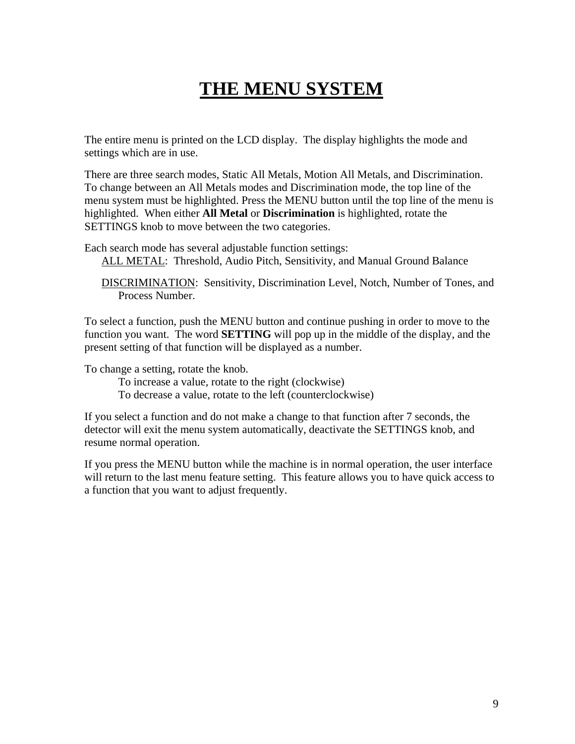# THE MENU SYSTEM

The entire menu is printed on the LCD display. The display highlights the mode and settings which are in use.

There are three search modes, Static All Metals, Motion All Metals, and Discrimination. To change between an All Metals modes and Discrimination mode, the top line of the menu system must be highlighted. Press the MENU button until the top line of the menu is highlighted. When either **All Metal** or **Discrimination** is highlighted, rotate the SETTINGS knob to move between the two categories.

Each search mode has several adjustable function settings:

<u>ALL METAL</u>: Threshold, Audio Pitch, Sensitivity, and Manual Ground Balance

<u>DISCRIMINATION</u>: Sensitivity, Discrimination Level, Notch, Number of Tones, and Process Number.

To select a function, push the MENU button and continue pushing in order to move to the function you want. The word **SETTING** will pop up in the middle of the display, and the present setting of that function will be displayed as a number.

To change a setting, rotate the knob.

To increase a value, rotate to the right (clockwise)
To decrease a value, rotate to the left (counterclockwise)

If you select a function and do not make a change to that function after 7 seconds, the detector will exit the menu system automatically, deactivate the SETTINGS knob, and resume normal operation.

If you press the MENU button while the machine is in normal operation, the user interface will return to the last menu feature setting. This feature allows you to have quick access to a function that you want to adjust frequently.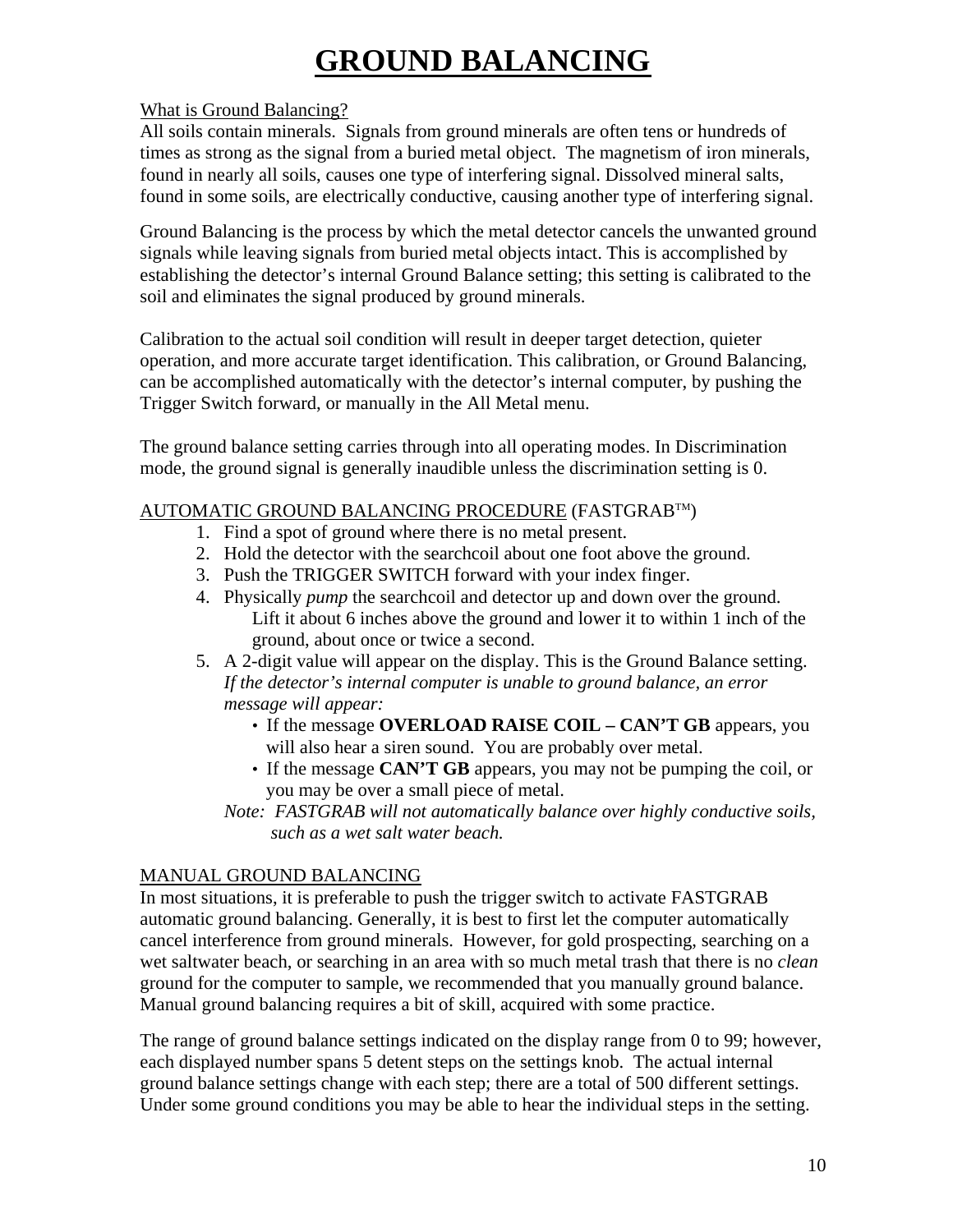# GROUND BALANCING

What is Ground Balancing?

All soils contain minerals. Signals from ground minerals are often tens or hundreds of times as strong as the signal from a buried metal object. The magnetism of iron minerals, found in nearly all soils, causes one type of interfering signal. Dissolved mineral salts, found in some soils, are electrically conductive, causing another type of interfering signal.

Ground Balancing is the process by which the metal detector cancels the unwanted ground signals while leaving signals from buried metal objects intact. This is accomplished by establishing the detector's internal Ground Balance setting; this setting is calibrated to the soil and eliminates the signal produced by ground minerals.

Calibration to the actual soil condition will result in deeper target detection, quieter operation, and more accurate target identification. This calibration, or Ground Balancing, can be accomplished automatically with the detector's internal computer, by pushing the Trigger Switch forward, or manually in the All Metal menu.

The ground balance setting carries through into all operating modes. In Discrimination mode, the ground signal is generally inaudible unless the discrimination setting is 0.

AUTOMATIC GROUND BALANCING PROCEDURE (FASTGRAB™)

1. Find a spot of ground where there is no metal present.
2. Hold the detector with the searchcoil about one foot above the ground.
3. Push the TRIGGER SWITCH forward with your index finger.
4. Physically *pump* the searchcoil and detector up and down over the ground. Lift it about 6 inches above the ground and lower it to within 1 inch of the ground, about once or twice a second.
5. A 2-digit value will appear on the display. This is the Ground Balance setting. *If the detector's internal computer is unable to ground balance, an error message will appear:*
   - If the message **OVERLOAD RAISE COIL – CAN'T GB** appears, you will also hear a siren sound. You are probably over metal.
   - If the message **CAN'T GB** appears, you may not be pumping the coil, or you may be over a small piece of metal.

   *Note: FASTGRAB will not automatically balance over highly conductive soils, such as a wet salt water beach.*

MANUAL GROUND BALANCING

In most situations, it is preferable to push the trigger switch to activate FASTGRAB automatic ground balancing. Generally, it is best to first let the computer automatically cancel interference from ground minerals. However, for gold prospecting, searching on a wet saltwater beach, or searching in an area with so much metal trash that there is no *clean* ground for the computer to sample, we recommended that you manually ground balance. Manual ground balancing requires a bit of skill, acquired with some practice.

The range of ground balance settings indicated on the display range from 0 to 99; however, each displayed number spans 5 detent steps on the settings knob. The actual internal ground balance settings change with each step; there are a total of 500 different settings. Under some ground conditions you may be able to hear the individual steps in the setting.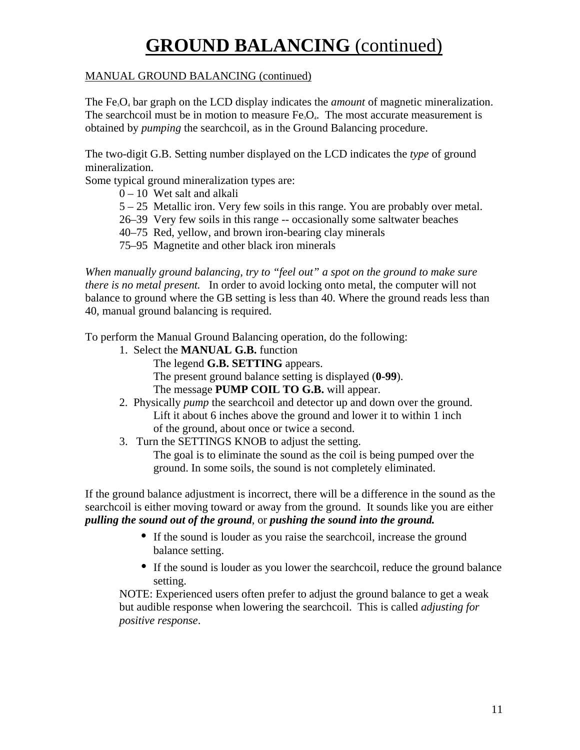# **GROUND BALANCING** (continued)

MANUAL GROUND BALANCING (continued)

The $Fe_3O_4$ bar graph on the LCD display indicates the *amount* of magnetic mineralization. The searchcoil must be in motion to measure $Fe_3O_4$. The most accurate measurement is obtained by *pumping* the searchcoil, as in the Ground Balancing procedure.

The two-digit G.B. Setting number displayed on the LCD indicates the *type* of ground mineralization.
Some typical ground mineralization types are:

- 0 – 10 Wet salt and alkali
- 5 – 25 Metallic iron. Very few soils in this range. You are probably over metal.
- 26–39 Very few soils in this range -- occasionally some saltwater beaches
- 40–75 Red, yellow, and brown iron-bearing clay minerals
- 75–95 Magnetite and other black iron minerals

*When manually ground balancing, try to "feel out" a spot on the ground to make sure there is no metal present.* In order to avoid locking onto metal, the computer will not balance to ground where the GB setting is less than 40. Where the ground reads less than 40, manual ground balancing is required.

To perform the Manual Ground Balancing operation, do the following:

1. Select the **MANUAL G.B.** function
   The legend **G.B. SETTING** appears.
   The present ground balance setting is displayed (**0-99**).
   The message **PUMP COIL TO G.B.** will appear.
2. Physically *pump* the searchcoil and detector up and down over the ground.
   Lift it about 6 inches above the ground and lower it to within 1 inch of the ground, about once or twice a second.
3. Turn the SETTINGS KNOB to adjust the setting.
   The goal is to eliminate the sound as the coil is being pumped over the ground. In some soils, the sound is not completely eliminated.

If the ground balance adjustment is incorrect, there will be a difference in the sound as the searchcoil is either moving toward or away from the ground. It sounds like you are either ***pulling the sound out of the ground***, or ***pushing the sound into the ground.***

- If the sound is louder as you raise the searchcoil, increase the ground balance setting.
- If the sound is louder as you lower the searchcoil, reduce the ground balance setting.

NOTE: Experienced users often prefer to adjust the ground balance to get a weak but audible response when lowering the searchcoil. This is called *adjusting for positive response*.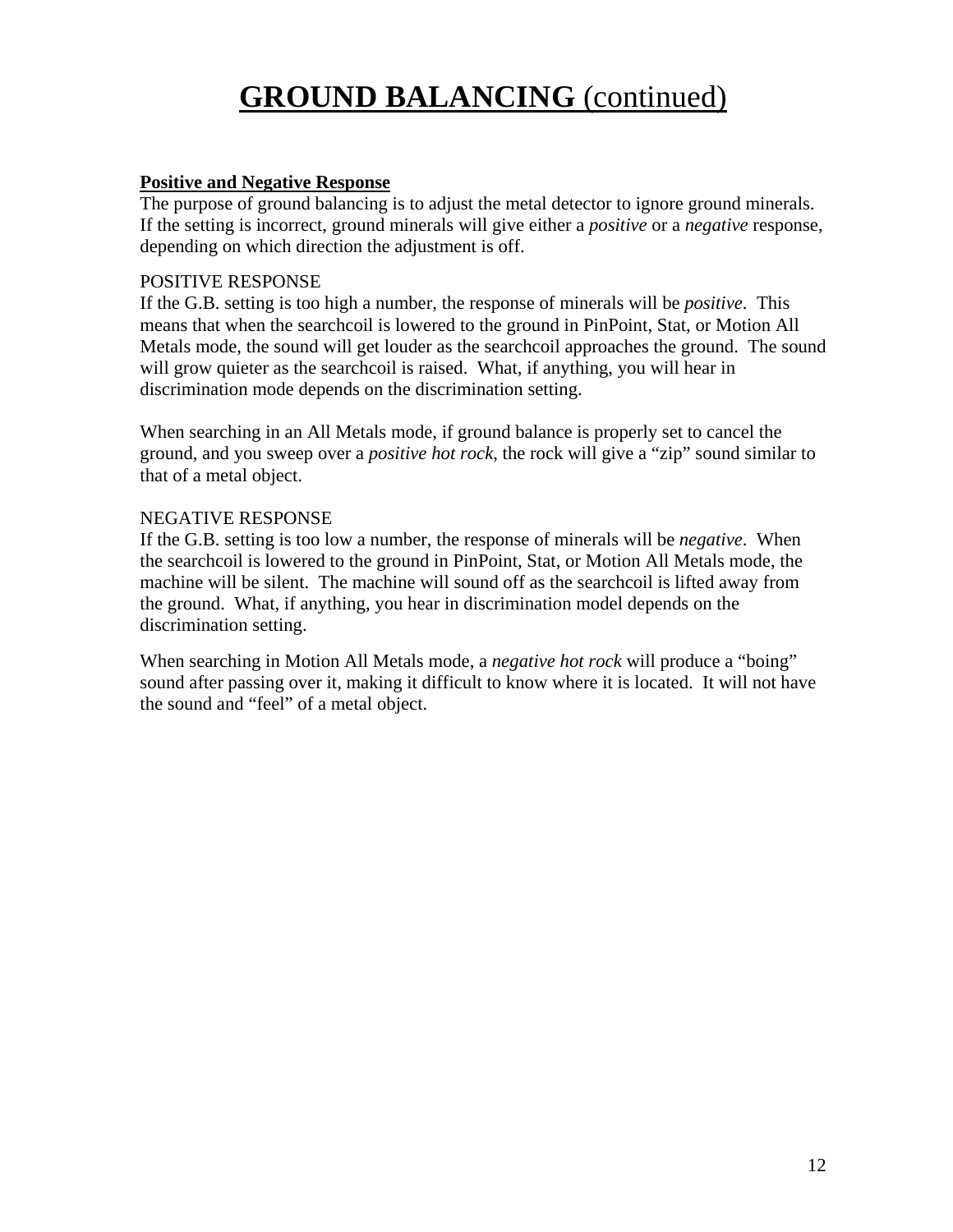# **GROUND BALANCING** (continued)

**Positive and Negative Response**

The purpose of ground balancing is to adjust the metal detector to ignore ground minerals. If the setting is incorrect, ground minerals will give either a *positive* or a *negative* response, depending on which direction the adjustment is off.

POSITIVE RESPONSE

If the G.B. setting is too high a number, the response of minerals will be *positive*. This means that when the searchcoil is lowered to the ground in PinPoint, Stat, or Motion All Metals mode, the sound will get louder as the searchcoil approaches the ground. The sound will grow quieter as the searchcoil is raised. What, if anything, you will hear in discrimination mode depends on the discrimination setting.

When searching in an All Metals mode, if ground balance is properly set to cancel the ground, and you sweep over a *positive hot rock*, the rock will give a "zip" sound similar to that of a metal object.

NEGATIVE RESPONSE

If the G.B. setting is too low a number, the response of minerals will be *negative*. When the searchcoil is lowered to the ground in PinPoint, Stat, or Motion All Metals mode, the machine will be silent. The machine will sound off as the searchcoil is lifted away from the ground. What, if anything, you hear in discrimination model depends on the discrimination setting.

When searching in Motion All Metals mode, a *negative hot rock* will produce a "boing" sound after passing over it, making it difficult to know where it is located. It will not have the sound and "feel" of a metal object.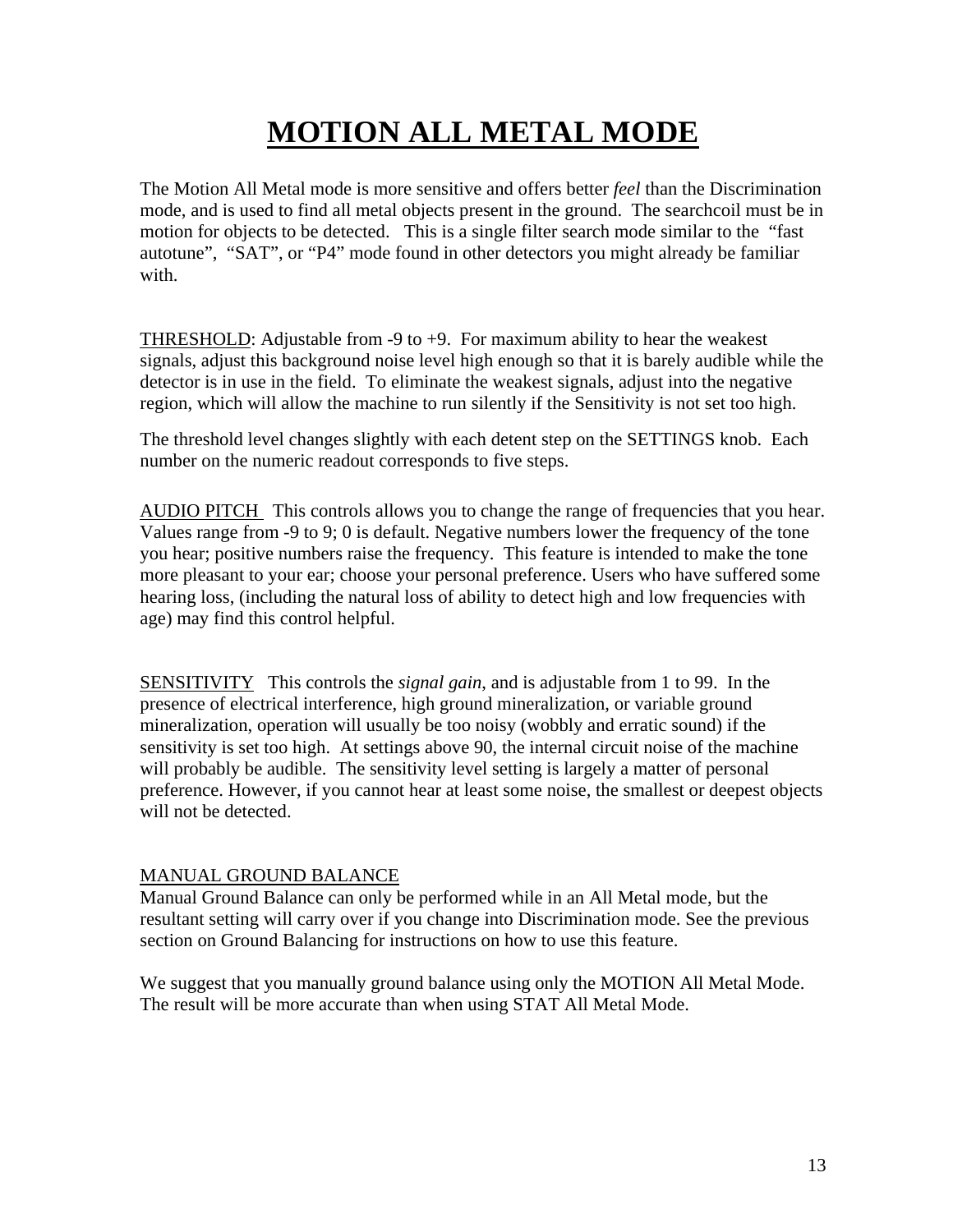# MOTION ALL METAL MODE

The Motion All Metal mode is more sensitive and offers better *feel* than the Discrimination mode, and is used to find all metal objects present in the ground. The searchcoil must be in motion for objects to be detected. This is a single filter search mode similar to the "fast autotune", "SAT", or "P4" mode found in other detectors you might already be familiar with.

<u>THRESHOLD</u>: Adjustable from -9 to +9. For maximum ability to hear the weakest signals, adjust this background noise level high enough so that it is barely audible while the detector is in use in the field. To eliminate the weakest signals, adjust into the negative region, which will allow the machine to run silently if the Sensitivity is not set too high.

The threshold level changes slightly with each detent step on the SETTINGS knob. Each number on the numeric readout corresponds to five steps.

<u>AUDIO PITCH</u> This controls allows you to change the range of frequencies that you hear. Values range from -9 to 9; 0 is default. Negative numbers lower the frequency of the tone you hear; positive numbers raise the frequency. This feature is intended to make the tone more pleasant to your ear; choose your personal preference. Users who have suffered some hearing loss, (including the natural loss of ability to detect high and low frequencies with age) may find this control helpful.

<u>SENSITIVITY</u> This controls the *signal gain*, and is adjustable from 1 to 99. In the presence of electrical interference, high ground mineralization, or variable ground mineralization, operation will usually be too noisy (wobbly and erratic sound) if the sensitivity is set too high. At settings above 90, the internal circuit noise of the machine will probably be audible. The sensitivity level setting is largely a matter of personal preference. However, if you cannot hear at least some noise, the smallest or deepest objects will not be detected.

<u>MANUAL GROUND BALANCE</u>
Manual Ground Balance can only be performed while in an All Metal mode, but the resultant setting will carry over if you change into Discrimination mode. See the previous section on Ground Balancing for instructions on how to use this feature.

We suggest that you manually ground balance using only the MOTION All Metal Mode. The result will be more accurate than when using STAT All Metal Mode.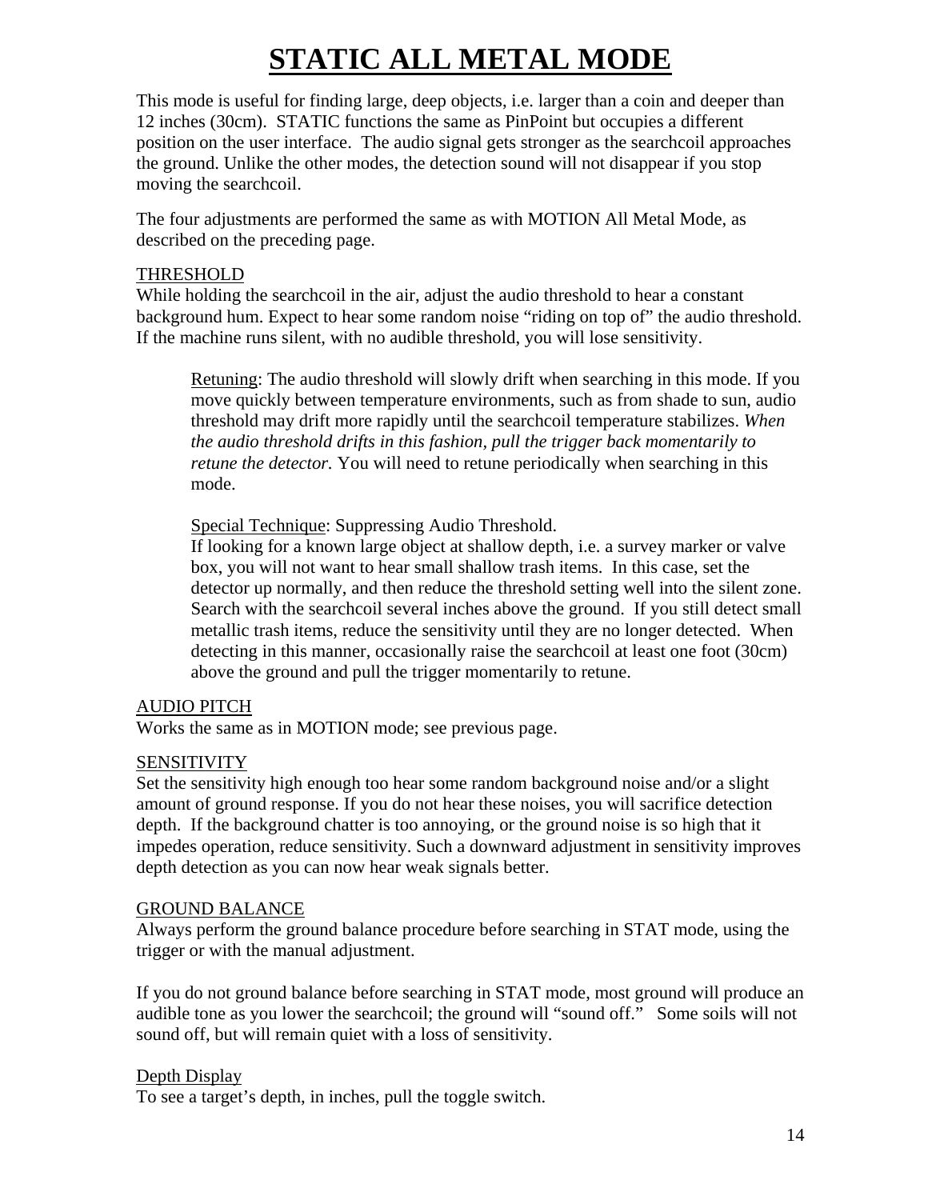# STATIC ALL METAL MODE

This mode is useful for finding large, deep objects, i.e. larger than a coin and deeper than 12 inches (30cm). STATIC functions the same as PinPoint but occupies a different position on the user interface. The audio signal gets stronger as the searchcoil approaches the ground. Unlike the other modes, the detection sound will not disappear if you stop moving the searchcoil.

The four adjustments are performed the same as with MOTION All Metal Mode, as described on the preceding page.

THRESHOLD
While holding the searchcoil in the air, adjust the audio threshold to hear a constant background hum. Expect to hear some random noise "riding on top of" the audio threshold. If the machine runs silent, with no audible threshold, you will lose sensitivity.

> Retuning: The audio threshold will slowly drift when searching in this mode. If you move quickly between temperature environments, such as from shade to sun, audio threshold may drift more rapidly until the searchcoil temperature stabilizes. *When the audio threshold drifts in this fashion, pull the trigger back momentarily to retune the detector.* You will need to retune periodically when searching in this mode.
>
> Special Technique: Suppressing Audio Threshold.
> If looking for a known large object at shallow depth, i.e. a survey marker or valve box, you will not want to hear small shallow trash items. In this case, set the detector up normally, and then reduce the threshold setting well into the silent zone. Search with the searchcoil several inches above the ground. If you still detect small metallic trash items, reduce the sensitivity until they are no longer detected. When detecting in this manner, occasionally raise the searchcoil at least one foot (30cm) above the ground and pull the trigger momentarily to retune.

AUDIO PITCH
Works the same as in MOTION mode; see previous page.

SENSITIVITY
Set the sensitivity high enough too hear some random background noise and/or a slight amount of ground response. If you do not hear these noises, you will sacrifice detection depth. If the background chatter is too annoying, or the ground noise is so high that it impedes operation, reduce sensitivity. Such a downward adjustment in sensitivity improves depth detection as you can now hear weak signals better.

GROUND BALANCE
Always perform the ground balance procedure before searching in STAT mode, using the trigger or with the manual adjustment.

If you do not ground balance before searching in STAT mode, most ground will produce an audible tone as you lower the searchcoil; the ground will "sound off." Some soils will not sound off, but will remain quiet with a loss of sensitivity.

Depth Display
To see a target's depth, in inches, pull the toggle switch.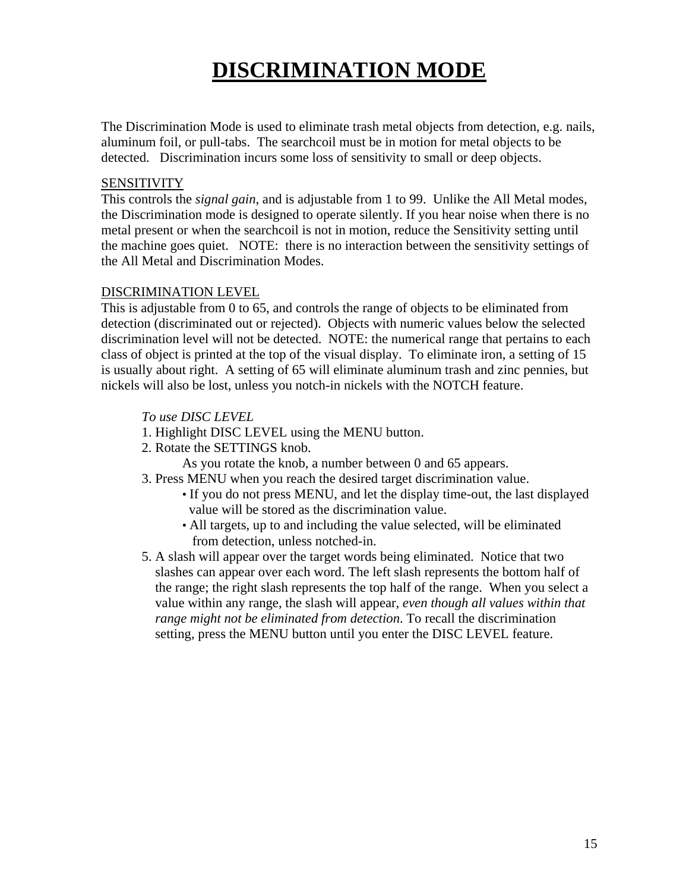# DISCRIMINATION MODE

The Discrimination Mode is used to eliminate trash metal objects from detection, e.g. nails, aluminum foil, or pull-tabs. The searchcoil must be in motion for metal objects to be detected. Discrimination incurs some loss of sensitivity to small or deep objects.

SENSITIVITY

This controls the *signal gain*, and is adjustable from 1 to 99. Unlike the All Metal modes, the Discrimination mode is designed to operate silently. If you hear noise when there is no metal present or when the searchcoil is not in motion, reduce the Sensitivity setting until the machine goes quiet. NOTE: there is no interaction between the sensitivity settings of the All Metal and Discrimination Modes.

DISCRIMINATION LEVEL

This is adjustable from 0 to 65, and controls the range of objects to be eliminated from detection (discriminated out or rejected). Objects with numeric values below the selected discrimination level will not be detected. NOTE: the numerical range that pertains to each class of object is printed at the top of the visual display. To eliminate iron, a setting of 15 is usually about right. A setting of 65 will eliminate aluminum trash and zinc pennies, but nickels will also be lost, unless you notch-in nickels with the NOTCH feature.

*To use DISC LEVEL*

1. Highlight DISC LEVEL using the MENU button.
2. Rotate the SETTINGS knob.

   As you rotate the knob, a number between 0 and 65 appears.
3. Press MENU when you reach the desired target discrimination value.
   - If you do not press MENU, and let the display time-out, the last displayed value will be stored as the discrimination value.
   - All targets, up to and including the value selected, will be eliminated from detection, unless notched-in.

5. A slash will appear over the target words being eliminated. Notice that two slashes can appear over each word. The left slash represents the bottom half of the range; the right slash represents the top half of the range. When you select a value within any range, the slash will appear, *even though all values within that range might not be eliminated from detection*. To recall the discrimination setting, press the MENU button until you enter the DISC LEVEL feature.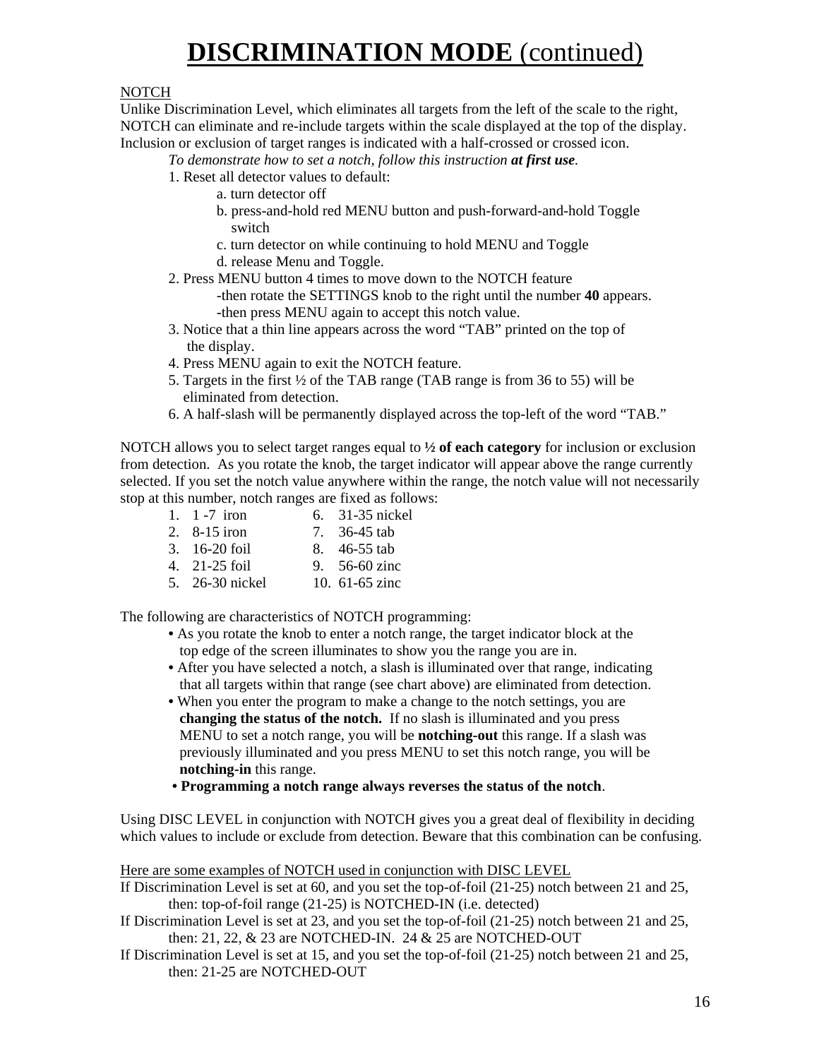# DISCRIMINATION MODE (continued)

NOTCH

Unlike Discrimination Level, which eliminates all targets from the left of the scale to the right, NOTCH can eliminate and re-include targets within the scale displayed at the top of the display. Inclusion or exclusion of target ranges is indicated with a half-crossed or crossed icon.

*To demonstrate how to set a notch, follow this instruction **at first use**.*

1. Reset all detector values to default:
   - a. turn detector off
   - b. press-and-hold red MENU button and push-forward-and-hold Toggle switch
   - c. turn detector on while continuing to hold MENU and Toggle
   - d. release Menu and Toggle.
2. Press MENU button 4 times to move down to the NOTCH feature
   - -then rotate the SETTINGS knob to the right until the number **40** appears.
   - -then press MENU again to accept this notch value.
3. Notice that a thin line appears across the word "TAB" printed on the top of the display.
4. Press MENU again to exit the NOTCH feature.
5. Targets in the first ½ of the TAB range (TAB range is from 36 to 55) will be eliminated from detection.
6. A half-slash will be permanently displayed across the top-left of the word "TAB."

NOTCH allows you to select target ranges equal to **½ of each category** for inclusion or exclusion from detection. As you rotate the knob, the target indicator will appear above the range currently selected. If you set the notch value anywhere within the range, the notch value will not necessarily stop at this number, notch ranges are fixed as follows:

1. 1 -7 iron
2. 8-15 iron
3. 16-20 foil
4. 21-25 foil
5. 26-30 nickel
6. 31-35 nickel
7. 36-45 tab
8. 46-55 tab
9. 56-60 zinc
10. 61-65 zinc

The following are characteristics of NOTCH programming:

- As you rotate the knob to enter a notch range, the target indicator block at the top edge of the screen illuminates to show you the range you are in.
- After you have selected a notch, a slash is illuminated over that range, indicating that all targets within that range (see chart above) are eliminated from detection.
- When you enter the program to make a change to the notch settings, you are **changing the status of the notch.** If no slash is illuminated and you press MENU to set a notch range, you will be **notching-out** this range. If a slash was previously illuminated and you press MENU to set this notch range, you will be **notching-in** this range.
- **Programming a notch range always reverses the status of the notch**.

Using DISC LEVEL in conjunction with NOTCH gives you a great deal of flexibility in deciding which values to include or exclude from detection. Beware that this combination can be confusing.

Here are some examples of NOTCH used in conjunction with DISC LEVEL

If Discrimination Level is set at 60, and you set the top-of-foil (21-25) notch between 21 and 25,
then: top-of-foil range (21-25) is NOTCHED-IN (i.e. detected)

If Discrimination Level is set at 23, and you set the top-of-foil (21-25) notch between 21 and 25,
then: 21, 22, & 23 are NOTCHED-IN. 24 & 25 are NOTCHED-OUT

If Discrimination Level is set at 15, and you set the top-of-foil (21-25) notch between 21 and 25,
then: 21-25 are NOTCHED-OUT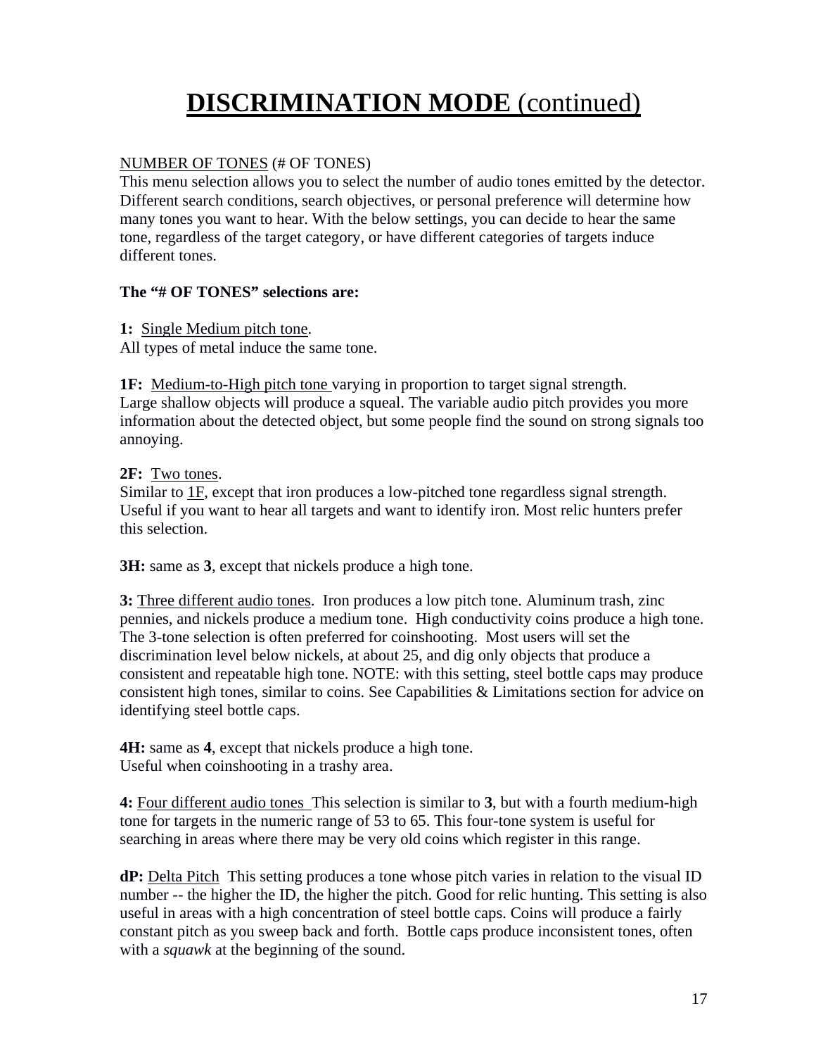# **DISCRIMINATION MODE** (continued)

NUMBER OF TONES (# OF TONES)
This menu selection allows you to select the number of audio tones emitted by the detector. Different search conditions, search objectives, or personal preference will determine how many tones you want to hear. With the below settings, you can decide to hear the same tone, regardless of the target category, or have different categories of targets induce different tones.

**The "# OF TONES" selections are:**

**1:** Single Medium pitch tone.
All types of metal induce the same tone.

**1F:** Medium-to-High pitch tone varying in proportion to target signal strength.
Large shallow objects will produce a squeal. The variable audio pitch provides you more information about the detected object, but some people find the sound on strong signals too annoying.

**2F:** Two tones.
Similar to 1F, except that iron produces a low-pitched tone regardless signal strength. Useful if you want to hear all targets and want to identify iron. Most relic hunters prefer this selection.

**3H:** same as **3**, except that nickels produce a high tone.

**3:** Three different audio tones. Iron produces a low pitch tone. Aluminum trash, zinc pennies, and nickels produce a medium tone. High conductivity coins produce a high tone. The 3-tone selection is often preferred for coinshooting. Most users will set the discrimination level below nickels, at about 25, and dig only objects that produce a consistent and repeatable high tone. NOTE: with this setting, steel bottle caps may produce consistent high tones, similar to coins. See Capabilities & Limitations section for advice on identifying steel bottle caps.

**4H:** same as **4**, except that nickels produce a high tone.
Useful when coinshooting in a trashy area.

**4:** Four different audio tones This selection is similar to **3**, but with a fourth medium-high tone for targets in the numeric range of 53 to 65. This four-tone system is useful for searching in areas where there may be very old coins which register in this range.

**dP:** Delta Pitch This setting produces a tone whose pitch varies in relation to the visual ID number -- the higher the ID, the higher the pitch. Good for relic hunting. This setting is also useful in areas with a high concentration of steel bottle caps. Coins will produce a fairly constant pitch as you sweep back and forth. Bottle caps produce inconsistent tones, often with a *squawk* at the beginning of the sound.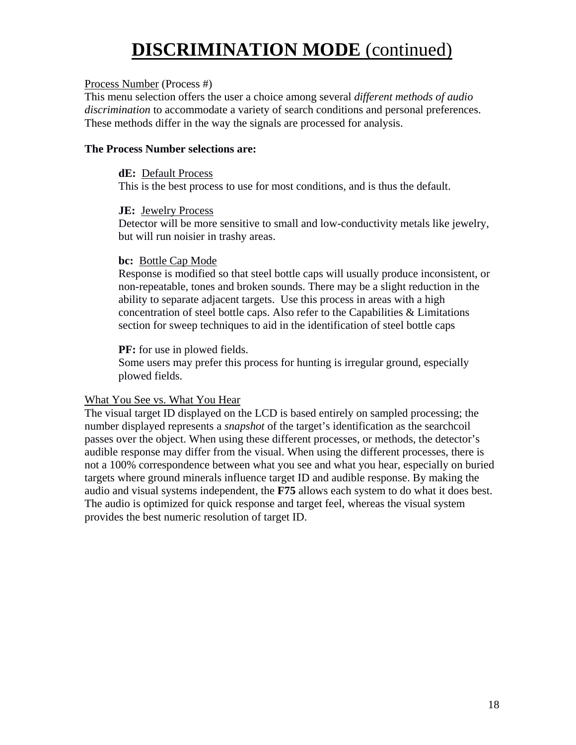# **DISCRIMINATION MODE** (continued)

Process Number (Process #)
This menu selection offers the user a choice among several *different methods of audio discrimination* to accommodate a variety of search conditions and personal preferences. These methods differ in the way the signals are processed for analysis.

**The Process Number selections are:**

> **dE:** Default Process
> This is the best process to use for most conditions, and is thus the default.
>
> **JE:** Jewelry Process
> Detector will be more sensitive to small and low-conductivity metals like jewelry, but will run noisier in trashy areas.
>
> **bc:** Bottle Cap Mode
> Response is modified so that steel bottle caps will usually produce inconsistent, or non-repeatable, tones and broken sounds. There may be a slight reduction in the ability to separate adjacent targets. Use this process in areas with a high concentration of steel bottle caps. Also refer to the Capabilities & Limitations section for sweep techniques to aid in the identification of steel bottle caps
>
> **PF:** for use in plowed fields.
> Some users may prefer this process for hunting is irregular ground, especially plowed fields.

What You See vs. What You Hear
The visual target ID displayed on the LCD is based entirely on sampled processing; the number displayed represents a *snapshot* of the target's identification as the searchcoil passes over the object. When using these different processes, or methods, the detector's audible response may differ from the visual. When using the different processes, there is not a 100% correspondence between what you see and what you hear, especially on buried targets where ground minerals influence target ID and audible response. By making the audio and visual systems independent, the **F75** allows each system to do what it does best. The audio is optimized for quick response and target feel, whereas the visual system provides the best numeric resolution of target ID.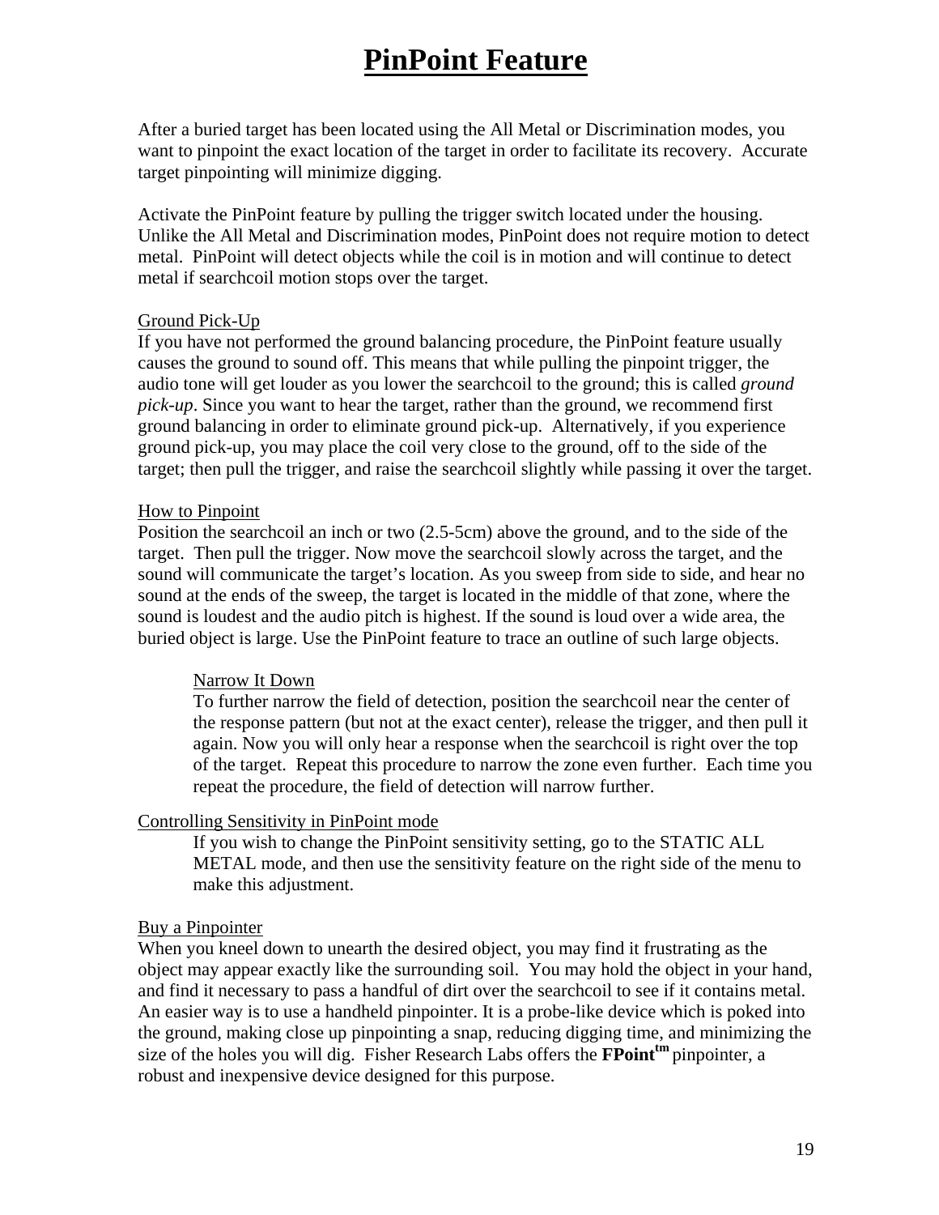# PinPoint Feature

After a buried target has been located using the All Metal or Discrimination modes, you want to pinpoint the exact location of the target in order to facilitate its recovery. Accurate target pinpointing will minimize digging.

Activate the PinPoint feature by pulling the trigger switch located under the housing. Unlike the All Metal and Discrimination modes, PinPoint does not require motion to detect metal. PinPoint will detect objects while the coil is in motion and will continue to detect metal if searchcoil motion stops over the target.

### Ground Pick-Up

If you have not performed the ground balancing procedure, the PinPoint feature usually causes the ground to sound off. This means that while pulling the pinpoint trigger, the audio tone will get louder as you lower the searchcoil to the ground; this is called *ground pick-up*. Since you want to hear the target, rather than the ground, we recommend first ground balancing in order to eliminate ground pick-up. Alternatively, if you experience ground pick-up, you may place the coil very close to the ground, off to the side of the target; then pull the trigger, and raise the searchcoil slightly while passing it over the target.

### How to Pinpoint

Position the searchcoil an inch or two (2.5-5cm) above the ground, and to the side of the target. Then pull the trigger. Now move the searchcoil slowly across the target, and the sound will communicate the target's location. As you sweep from side to side, and hear no sound at the ends of the sweep, the target is located in the middle of that zone, where the sound is loudest and the audio pitch is highest. If the sound is loud over a wide area, the buried object is large. Use the PinPoint feature to trace an outline of such large objects.

#### Narrow It Down

To further narrow the field of detection, position the searchcoil near the center of the response pattern (but not at the exact center), release the trigger, and then pull it again. Now you will only hear a response when the searchcoil is right over the top of the target. Repeat this procedure to narrow the zone even further. Each time you repeat the procedure, the field of detection will narrow further.

### Controlling Sensitivity in PinPoint mode

If you wish to change the PinPoint sensitivity setting, go to the STATIC ALL METAL mode, and then use the sensitivity feature on the right side of the menu to make this adjustment.

### Buy a Pinpointer

When you kneel down to unearth the desired object, you may find it frustrating as the object may appear exactly like the surrounding soil. You may hold the object in your hand, and find it necessary to pass a handful of dirt over the searchcoil to see if it contains metal. An easier way is to use a handheld pinpointer. It is a probe-like device which is poked into the ground, making close up pinpointing a snap, reducing digging time, and minimizing the size of the holes you will dig. Fisher Research Labs offers the **FPoint**™ pinpointer, a robust and inexpensive device designed for this purpose.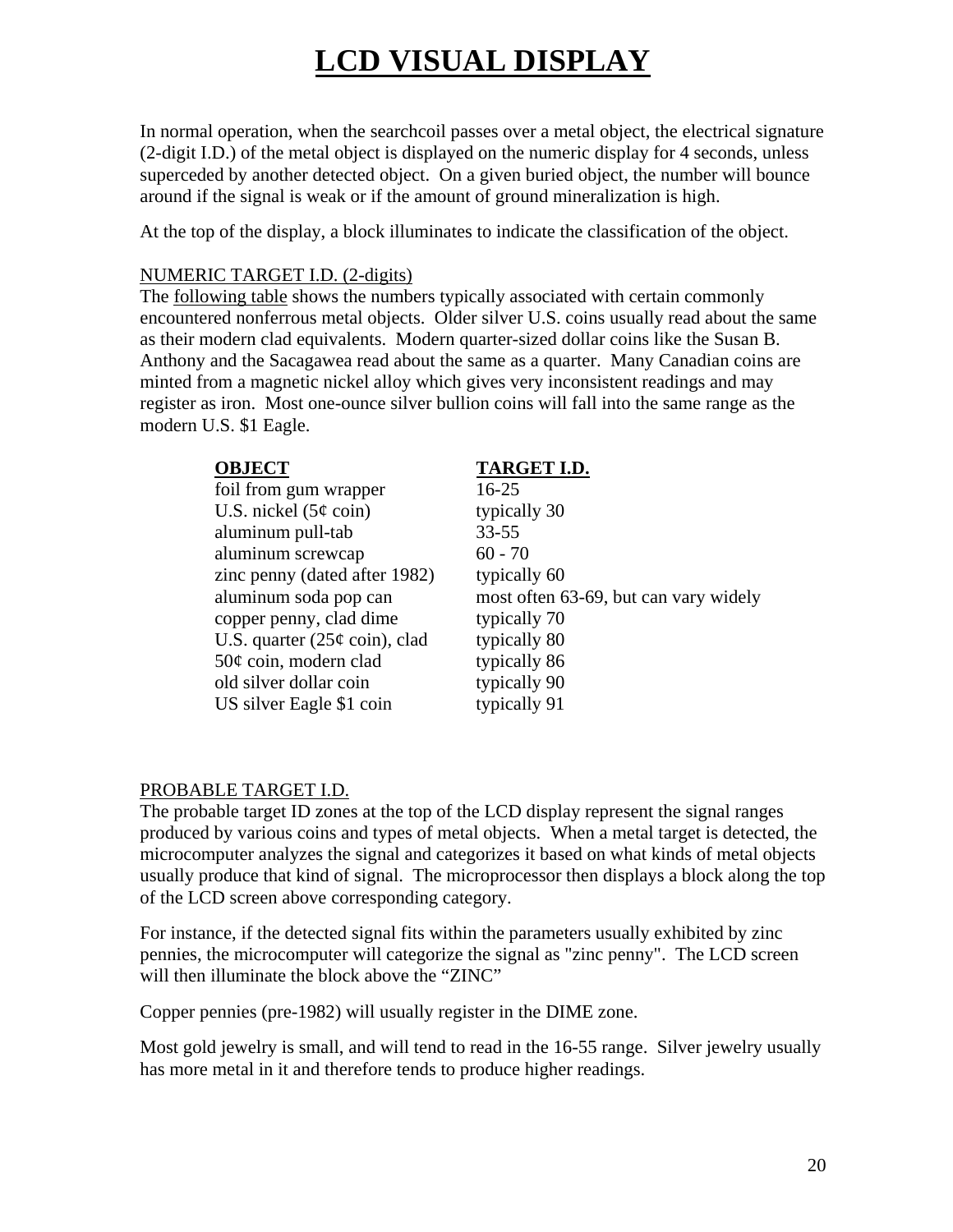# LCD VISUAL DISPLAY

In normal operation, when the searchcoil passes over a metal object, the electrical signature (2-digit I.D.) of the metal object is displayed on the numeric display for 4 seconds, unless superceded by another detected object. On a given buried object, the number will bounce around if the signal is weak or if the amount of ground mineralization is high.

At the top of the display, a block illuminates to indicate the classification of the object.

NUMERIC TARGET I.D. (2-digits)

The following table shows the numbers typically associated with certain commonly encountered nonferrous metal objects. Older silver U.S. coins usually read about the same as their modern clad equivalents. Modern quarter-sized dollar coins like the Susan B. Anthony and the Sacagawea read about the same as a quarter. Many Canadian coins are minted from a magnetic nickel alloy which gives very inconsistent readings and may register as iron. Most one-ounce silver bullion coins will fall into the same range as the modern U.S. $1 Eagle.

| **OBJECT** | **TARGET I.D.** |
|---|---|
| foil from gum wrapper | 16-25 |
| U.S. nickel (5¢ coin) | typically 30 |
| aluminum pull-tab | 33-55 |
| aluminum screwcap | 60 - 70 |
| zinc penny (dated after 1982) | typically 60 |
| aluminum soda pop can | most often 63-69, but can vary widely |
| copper penny, clad dime | typically 70 |
| U.S. quarter (25¢ coin), clad | typically 80 |
| 50¢ coin, modern clad | typically 86 |
| old silver dollar coin | typically 90 |
| US silver Eagle $1 coin | typically 91 |

PROBABLE TARGET I.D.

The probable target ID zones at the top of the LCD display represent the signal ranges produced by various coins and types of metal objects. When a metal target is detected, the microcomputer analyzes the signal and categorizes it based on what kinds of metal objects usually produce that kind of signal. The microprocessor then displays a block along the top of the LCD screen above corresponding category.

For instance, if the detected signal fits within the parameters usually exhibited by zinc pennies, the microcomputer will categorize the signal as "zinc penny". The LCD screen will then illuminate the block above the “ZINC”

Copper pennies (pre-1982) will usually register in the DIME zone.

Most gold jewelry is small, and will tend to read in the 16-55 range. Silver jewelry usually has more metal in it and therefore tends to produce higher readings.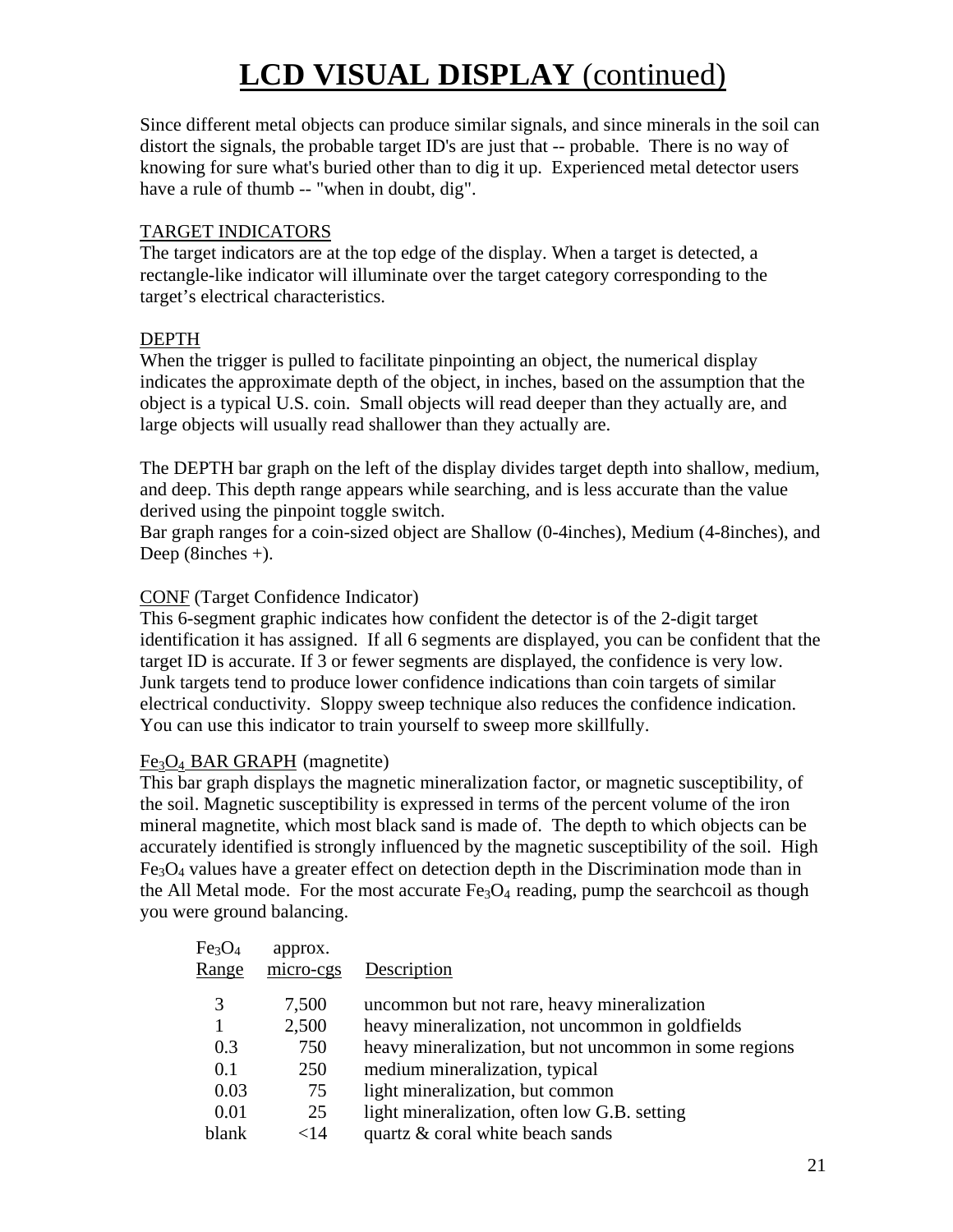# **LCD VISUAL DISPLAY** (continued)

Since different metal objects can produce similar signals, and since minerals in the soil can distort the signals, the probable target ID's are just that -- probable. There is no way of knowing for sure what's buried other than to dig it up. Experienced metal detector users have a rule of thumb -- "when in doubt, dig".

TARGET INDICATORS

The target indicators are at the top edge of the display. When a target is detected, a rectangle-like indicator will illuminate over the target category corresponding to the target's electrical characteristics.

DEPTH

When the trigger is pulled to facilitate pinpointing an object, the numerical display indicates the approximate depth of the object, in inches, based on the assumption that the object is a typical U.S. coin. Small objects will read deeper than they actually are, and large objects will usually read shallower than they actually are.

The DEPTH bar graph on the left of the display divides target depth into shallow, medium, and deep. This depth range appears while searching, and is less accurate than the value derived using the pinpoint toggle switch.
Bar graph ranges for a coin-sized object are Shallow (0-4inches), Medium (4-8inches), and Deep (8inches +).

CONF (Target Confidence Indicator)

This 6-segment graphic indicates how confident the detector is of the 2-digit target identification it has assigned. If all 6 segments are displayed, you can be confident that the target ID is accurate. If 3 or fewer segments are displayed, the confidence is very low. Junk targets tend to produce lower confidence indications than coin targets of similar electrical conductivity. Sloppy sweep technique also reduces the confidence indication. You can use this indicator to train yourself to sweep more skillfully.

$Fe_3O_4$ BAR GRAPH (magnetite)

This bar graph displays the magnetic mineralization factor, or magnetic susceptibility, of the soil. Magnetic susceptibility is expressed in terms of the percent volume of the iron mineral magnetite, which most black sand is made of. The depth to which objects can be accurately identified is strongly influenced by the magnetic susceptibility of the soil. High $Fe_3O_4$ values have a greater effect on detection depth in the Discrimination mode than in the All Metal mode. For the most accurate $Fe_3O_4$ reading, pump the searchcoil as though you were ground balancing.

| $Fe_3O_4$ Range | approx. micro-cgs | Description |
|---|---|---|
| 3 | 7,500 | uncommon but not rare, heavy mineralization |
| 1 | 2,500 | heavy mineralization, not uncommon in goldfields |
| 0.3 | 750 | heavy mineralization, but not uncommon in some regions |
| 0.1 | 250 | medium mineralization, typical |
| 0.03 | 75 | light mineralization, but common |
| 0.01 | 25 | light mineralization, often low G.B. setting |
| blank | <14 | quartz & coral white beach sands |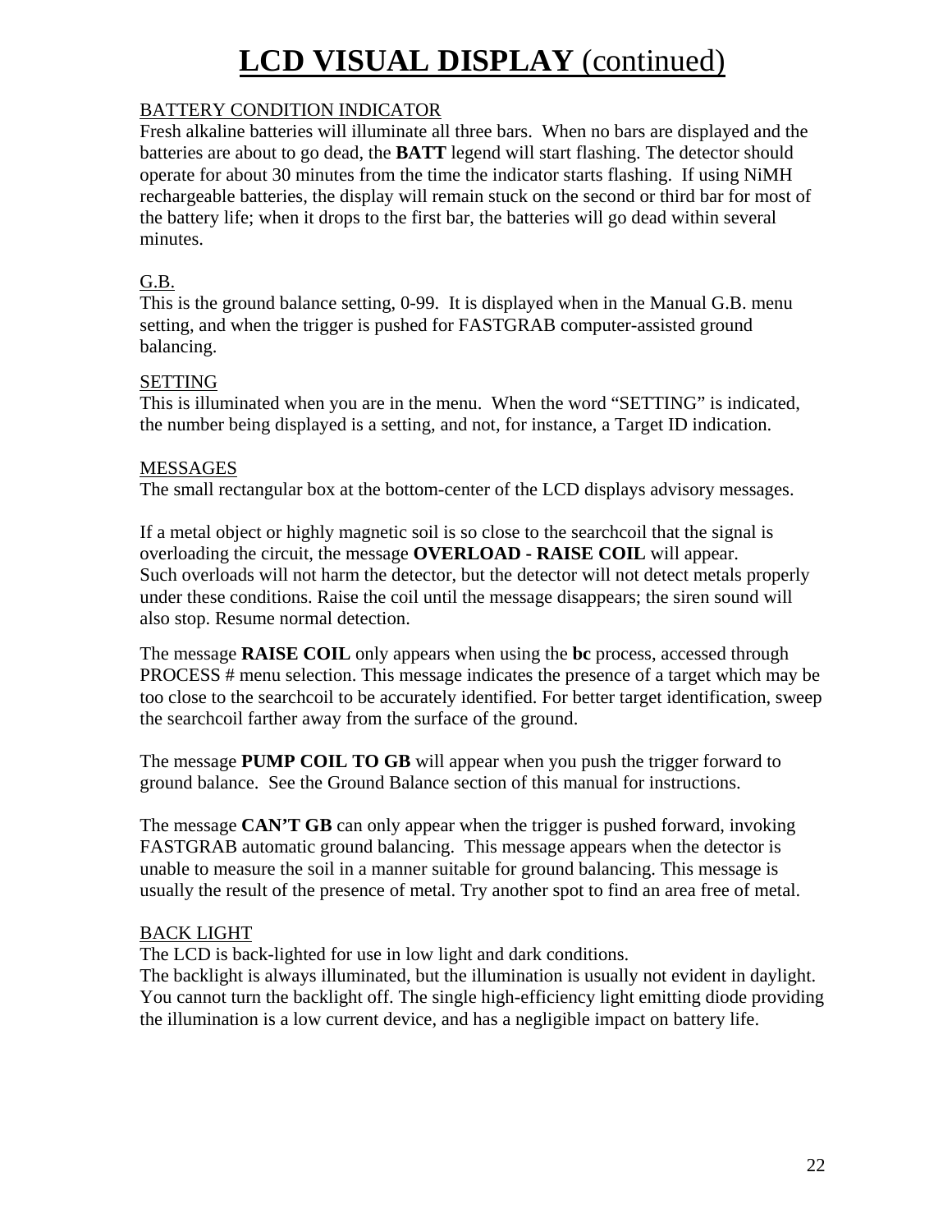# **LCD VISUAL DISPLAY** (continued)

BATTERY CONDITION INDICATOR

Fresh alkaline batteries will illuminate all three bars. When no bars are displayed and the batteries are about to go dead, the **BATT** legend will start flashing. The detector should operate for about 30 minutes from the time the indicator starts flashing. If using NiMH rechargeable batteries, the display will remain stuck on the second or third bar for most of the battery life; when it drops to the first bar, the batteries will go dead within several minutes.

G.B.

This is the ground balance setting, 0-99. It is displayed when in the Manual G.B. menu setting, and when the trigger is pushed for FASTGRAB computer-assisted ground balancing.

SETTING

This is illuminated when you are in the menu. When the word "SETTING" is indicated, the number being displayed is a setting, and not, for instance, a Target ID indication.

MESSAGES

The small rectangular box at the bottom-center of the LCD displays advisory messages.

If a metal object or highly magnetic soil is so close to the searchcoil that the signal is overloading the circuit, the message **OVERLOAD - RAISE COIL** will appear. Such overloads will not harm the detector, but the detector will not detect metals properly under these conditions. Raise the coil until the message disappears; the siren sound will also stop. Resume normal detection.

The message **RAISE COIL** only appears when using the **bc** process, accessed through PROCESS # menu selection. This message indicates the presence of a target which may be too close to the searchcoil to be accurately identified. For better target identification, sweep the searchcoil farther away from the surface of the ground.

The message **PUMP COIL TO GB** will appear when you push the trigger forward to ground balance. See the Ground Balance section of this manual for instructions.

The message **CAN'T GB** can only appear when the trigger is pushed forward, invoking FASTGRAB automatic ground balancing. This message appears when the detector is unable to measure the soil in a manner suitable for ground balancing. This message is usually the result of the presence of metal. Try another spot to find an area free of metal.

BACK LIGHT

The LCD is back-lighted for use in low light and dark conditions.
The backlight is always illuminated, but the illumination is usually not evident in daylight. You cannot turn the backlight off. The single high-efficiency light emitting diode providing the illumination is a low current device, and has a negligible impact on battery life.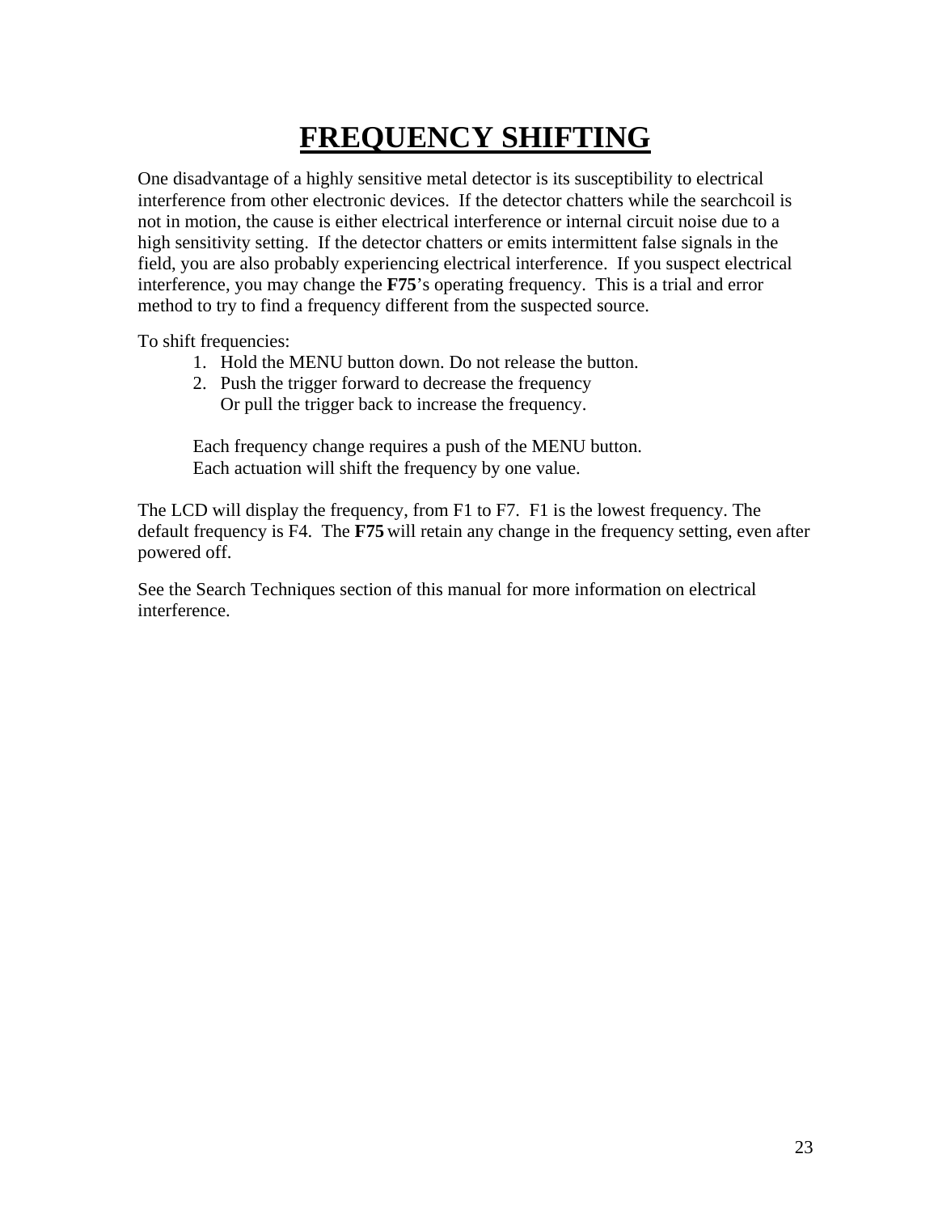# FREQUENCY SHIFTING

One disadvantage of a highly sensitive metal detector is its susceptibility to electrical interference from other electronic devices. If the detector chatters while the searchcoil is not in motion, the cause is either electrical interference or internal circuit noise due to a high sensitivity setting. If the detector chatters or emits intermittent false signals in the field, you are also probably experiencing electrical interference. If you suspect electrical interference, you may change the **F75**'s operating frequency. This is a trial and error method to try to find a frequency different from the suspected source.

To shift frequencies:

1. Hold the MENU button down. Do not release the button.
2. Push the trigger forward to decrease the frequency
   Or pull the trigger back to increase the frequency.

   Each frequency change requires a push of the MENU button.
   Each actuation will shift the frequency by one value.

The LCD will display the frequency, from F1 to F7. F1 is the lowest frequency. The default frequency is F4. The **F75** will retain any change in the frequency setting, even after powered off.

See the Search Techniques section of this manual for more information on electrical interference.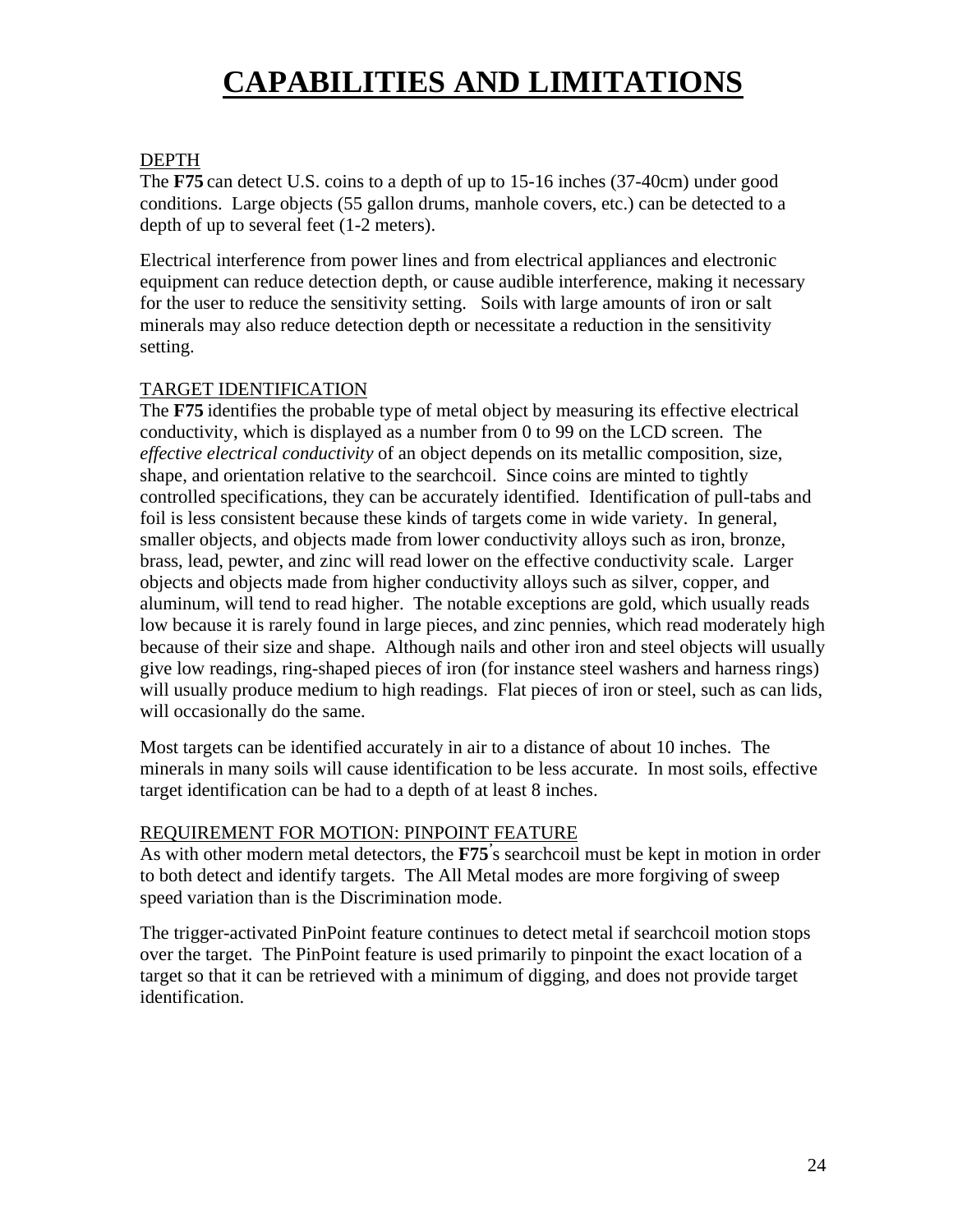# CAPABILITIES AND LIMITATIONS

## DEPTH

The **F75** can detect U.S. coins to a depth of up to 15-16 inches (37-40cm) under good conditions. Large objects (55 gallon drums, manhole covers, etc.) can be detected to a depth of up to several feet (1-2 meters).

Electrical interference from power lines and from electrical appliances and electronic equipment can reduce detection depth, or cause audible interference, making it necessary for the user to reduce the sensitivity setting. Soils with large amounts of iron or salt minerals may also reduce detection depth or necessitate a reduction in the sensitivity setting.

## TARGET IDENTIFICATION

The **F75** identifies the probable type of metal object by measuring its effective electrical conductivity, which is displayed as a number from 0 to 99 on the LCD screen. The *effective electrical conductivity* of an object depends on its metallic composition, size, shape, and orientation relative to the searchcoil. Since coins are minted to tightly controlled specifications, they can be accurately identified. Identification of pull-tabs and foil is less consistent because these kinds of targets come in wide variety. In general, smaller objects, and objects made from lower conductivity alloys such as iron, bronze, brass, lead, pewter, and zinc will read lower on the effective conductivity scale. Larger objects and objects made from higher conductivity alloys such as silver, copper, and aluminum, will tend to read higher. The notable exceptions are gold, which usually reads low because it is rarely found in large pieces, and zinc pennies, which read moderately high because of their size and shape. Although nails and other iron and steel objects will usually give low readings, ring-shaped pieces of iron (for instance steel washers and harness rings) will usually produce medium to high readings. Flat pieces of iron or steel, such as can lids, will occasionally do the same.

Most targets can be identified accurately in air to a distance of about 10 inches. The minerals in many soils will cause identification to be less accurate. In most soils, effective target identification can be had to a depth of at least 8 inches.

## REQUIREMENT FOR MOTION: PINPOINT FEATURE

As with other modern metal detectors, the **F75**'s searchcoil must be kept in motion in order to both detect and identify targets. The All Metal modes are more forgiving of sweep speed variation than is the Discrimination mode.

The trigger-activated PinPoint feature continues to detect metal if searchcoil motion stops over the target. The PinPoint feature is used primarily to pinpoint the exact location of a target so that it can be retrieved with a minimum of digging, and does not provide target identification.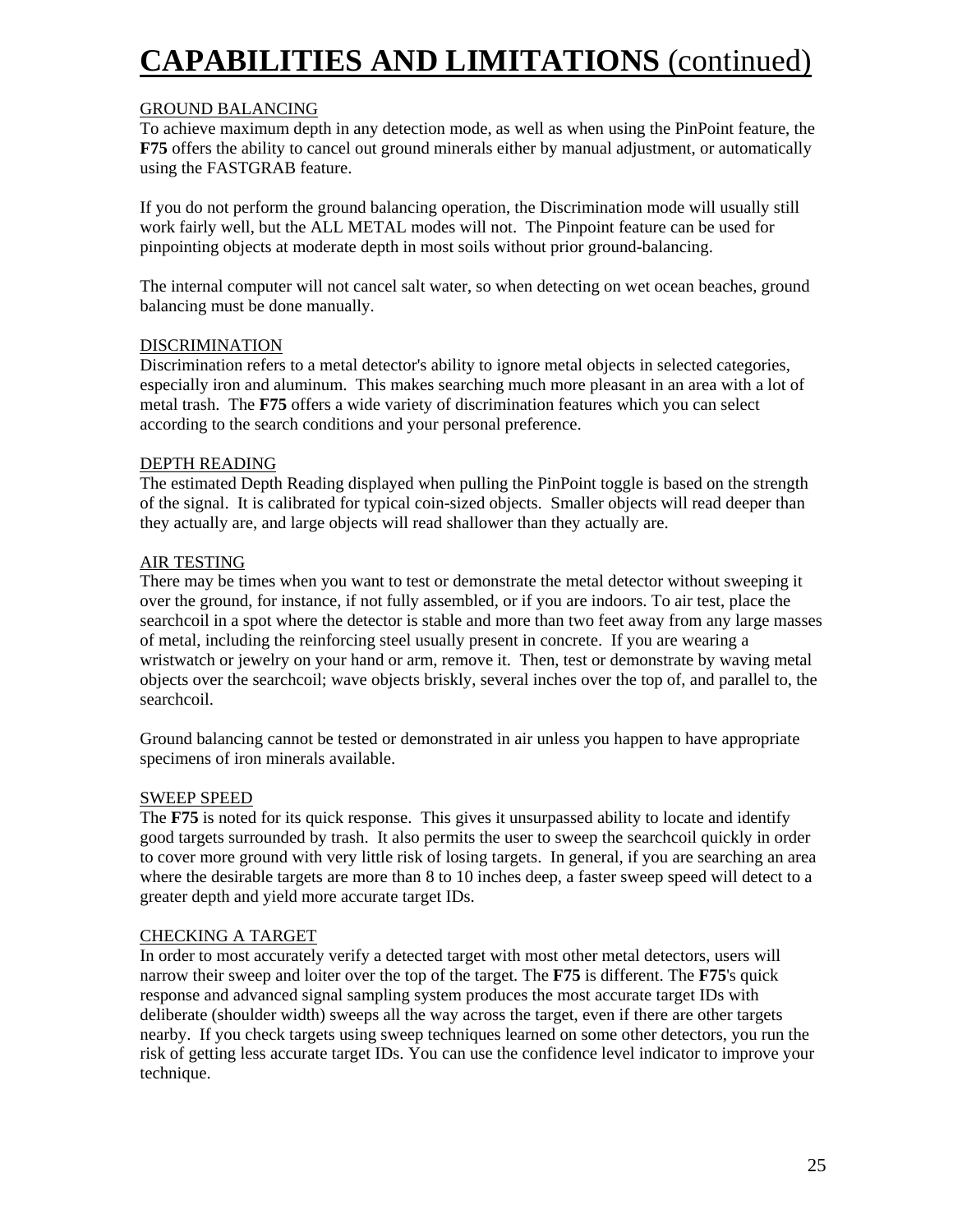# CAPABILITIES AND LIMITATIONS (continued)

GROUND BALANCING

To achieve maximum depth in any detection mode, as well as when using the PinPoint feature, the **F75** offers the ability to cancel out ground minerals either by manual adjustment, or automatically using the FASTGRAB feature.

If you do not perform the ground balancing operation, the Discrimination mode will usually still work fairly well, but the ALL METAL modes will not. The Pinpoint feature can be used for pinpointing objects at moderate depth in most soils without prior ground-balancing.

The internal computer will not cancel salt water, so when detecting on wet ocean beaches, ground balancing must be done manually.

DISCRIMINATION

Discrimination refers to a metal detector's ability to ignore metal objects in selected categories, especially iron and aluminum. This makes searching much more pleasant in an area with a lot of metal trash. The **F75** offers a wide variety of discrimination features which you can select according to the search conditions and your personal preference.

DEPTH READING

The estimated Depth Reading displayed when pulling the PinPoint toggle is based on the strength of the signal. It is calibrated for typical coin-sized objects. Smaller objects will read deeper than they actually are, and large objects will read shallower than they actually are.

AIR TESTING

There may be times when you want to test or demonstrate the metal detector without sweeping it over the ground, for instance, if not fully assembled, or if you are indoors. To air test, place the searchcoil in a spot where the detector is stable and more than two feet away from any large masses of metal, including the reinforcing steel usually present in concrete. If you are wearing a wristwatch or jewelry on your hand or arm, remove it. Then, test or demonstrate by waving metal objects over the searchcoil; wave objects briskly, several inches over the top of, and parallel to, the searchcoil.

Ground balancing cannot be tested or demonstrated in air unless you happen to have appropriate specimens of iron minerals available.

SWEEP SPEED

The **F75** is noted for its quick response. This gives it unsurpassed ability to locate and identify good targets surrounded by trash. It also permits the user to sweep the searchcoil quickly in order to cover more ground with very little risk of losing targets. In general, if you are searching an area where the desirable targets are more than 8 to 10 inches deep, a faster sweep speed will detect to a greater depth and yield more accurate target IDs.

CHECKING A TARGET

In order to most accurately verify a detected target with most other metal detectors, users will narrow their sweep and loiter over the top of the target. The **F75** is different. The **F75**'s quick response and advanced signal sampling system produces the most accurate target IDs with deliberate (shoulder width) sweeps all the way across the target, even if there are other targets nearby. If you check targets using sweep techniques learned on some other detectors, you run the risk of getting less accurate target IDs. You can use the confidence level indicator to improve your technique.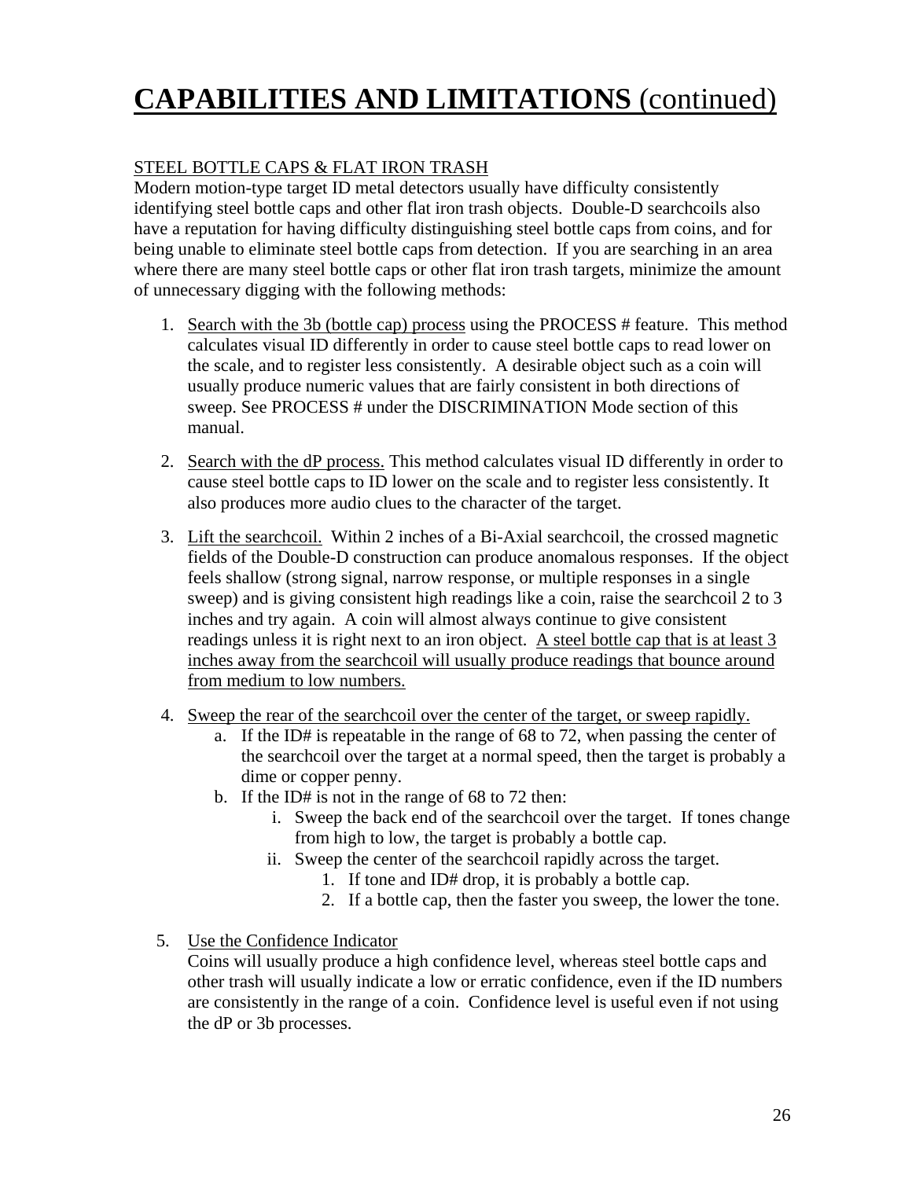# **CAPABILITIES AND LIMITATIONS** (continued)

STEEL BOTTLE CAPS & FLAT IRON TRASH

Modern motion-type target ID metal detectors usually have difficulty consistently identifying steel bottle caps and other flat iron trash objects. Double-D searchcoils also have a reputation for having difficulty distinguishing steel bottle caps from coins, and for being unable to eliminate steel bottle caps from detection. If you are searching in an area where there are many steel bottle caps or other flat iron trash targets, minimize the amount of unnecessary digging with the following methods:

1. Search with the 3b (bottle cap) process using the PROCESS # feature. This method calculates visual ID differently in order to cause steel bottle caps to read lower on the scale, and to register less consistently. A desirable object such as a coin will usually produce numeric values that are fairly consistent in both directions of sweep. See PROCESS # under the DISCRIMINATION Mode section of this manual.

2. Search with the dP process. This method calculates visual ID differently in order to cause steel bottle caps to ID lower on the scale and to register less consistently. It also produces more audio clues to the character of the target.

3. Lift the searchcoil. Within 2 inches of a Bi-Axial searchcoil, the crossed magnetic fields of the Double-D construction can produce anomalous responses. If the object feels shallow (strong signal, narrow response, or multiple responses in a single sweep) and is giving consistent high readings like a coin, raise the searchcoil 2 to 3 inches and try again. A coin will almost always continue to give consistent readings unless it is right next to an iron object. A steel bottle cap that is at least 3 inches away from the searchcoil will usually produce readings that bounce around from medium to low numbers.

4. Sweep the rear of the searchcoil over the center of the target, or sweep rapidly.
   a. If the ID# is repeatable in the range of 68 to 72, when passing the center of the searchcoil over the target at a normal speed, then the target is probably a dime or copper penny.
   b. If the ID# is not in the range of 68 to 72 then:
      i. Sweep the back end of the searchcoil over the target. If tones change from high to low, the target is probably a bottle cap.
      ii. Sweep the center of the searchcoil rapidly across the target.
         1. If tone and ID# drop, it is probably a bottle cap.
         2. If a bottle cap, then the faster you sweep, the lower the tone.

5. Use the Confidence Indicator
   Coins will usually produce a high confidence level, whereas steel bottle caps and other trash will usually indicate a low or erratic confidence, even if the ID numbers are consistently in the range of a coin. Confidence level is useful even if not using the dP or 3b processes.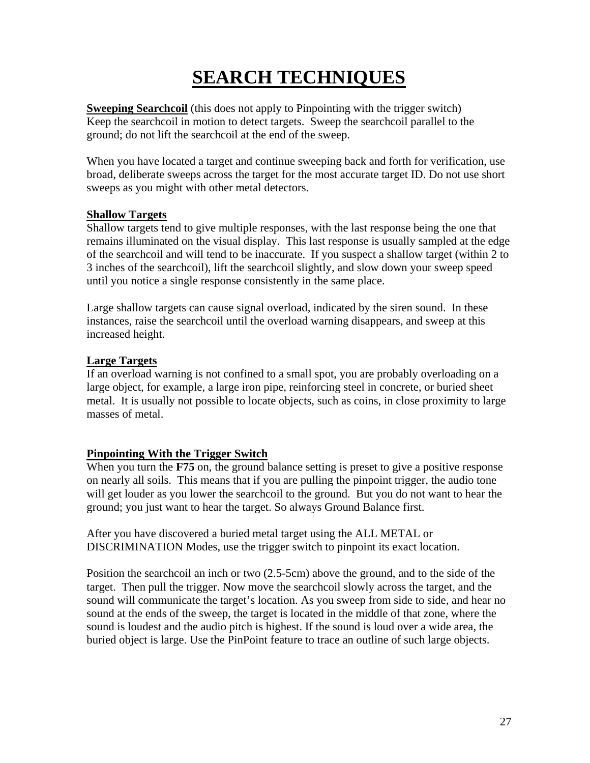# SEARCH TECHNIQUES

**Sweeping Searchcoil** (this does not apply to Pinpointing with the trigger switch)
Keep the searchcoil in motion to detect targets. Sweep the searchcoil parallel to the ground; do not lift the searchcoil at the end of the sweep.

When you have located a target and continue sweeping back and forth for verification, use broad, deliberate sweeps across the target for the most accurate target ID. Do not use short sweeps as you might with other metal detectors.

**Shallow Targets**
Shallow targets tend to give multiple responses, with the last response being the one that remains illuminated on the visual display. This last response is usually sampled at the edge of the searchcoil and will tend to be inaccurate. If you suspect a shallow target (within 2 to 3 inches of the searchcoil), lift the searchcoil slightly, and slow down your sweep speed until you notice a single response consistently in the same place.

Large shallow targets can cause signal overload, indicated by the siren sound. In these instances, raise the searchcoil until the overload warning disappears, and sweep at this increased height.

**Large Targets**
If an overload warning is not confined to a small spot, you are probably overloading on a large object, for example, a large iron pipe, reinforcing steel in concrete, or buried sheet metal. It is usually not possible to locate objects, such as coins, in close proximity to large masses of metal.

**Pinpointing With the Trigger Switch**
When you turn the **F75** on, the ground balance setting is preset to give a positive response on nearly all soils. This means that if you are pulling the pinpoint trigger, the audio tone will get louder as you lower the searchcoil to the ground. But you do not want to hear the ground; you just want to hear the target. So always Ground Balance first.

After you have discovered a buried metal target using the ALL METAL or DISCRIMINATION Modes, use the trigger switch to pinpoint its exact location.

Position the searchcoil an inch or two (2.5-5cm) above the ground, and to the side of the target. Then pull the trigger. Now move the searchcoil slowly across the target, and the sound will communicate the target's location. As you sweep from side to side, and hear no sound at the ends of the sweep, the target is located in the middle of that zone, where the sound is loudest and the audio pitch is highest. If the sound is loud over a wide area, the buried object is large. Use the PinPoint feature to trace an outline of such large objects.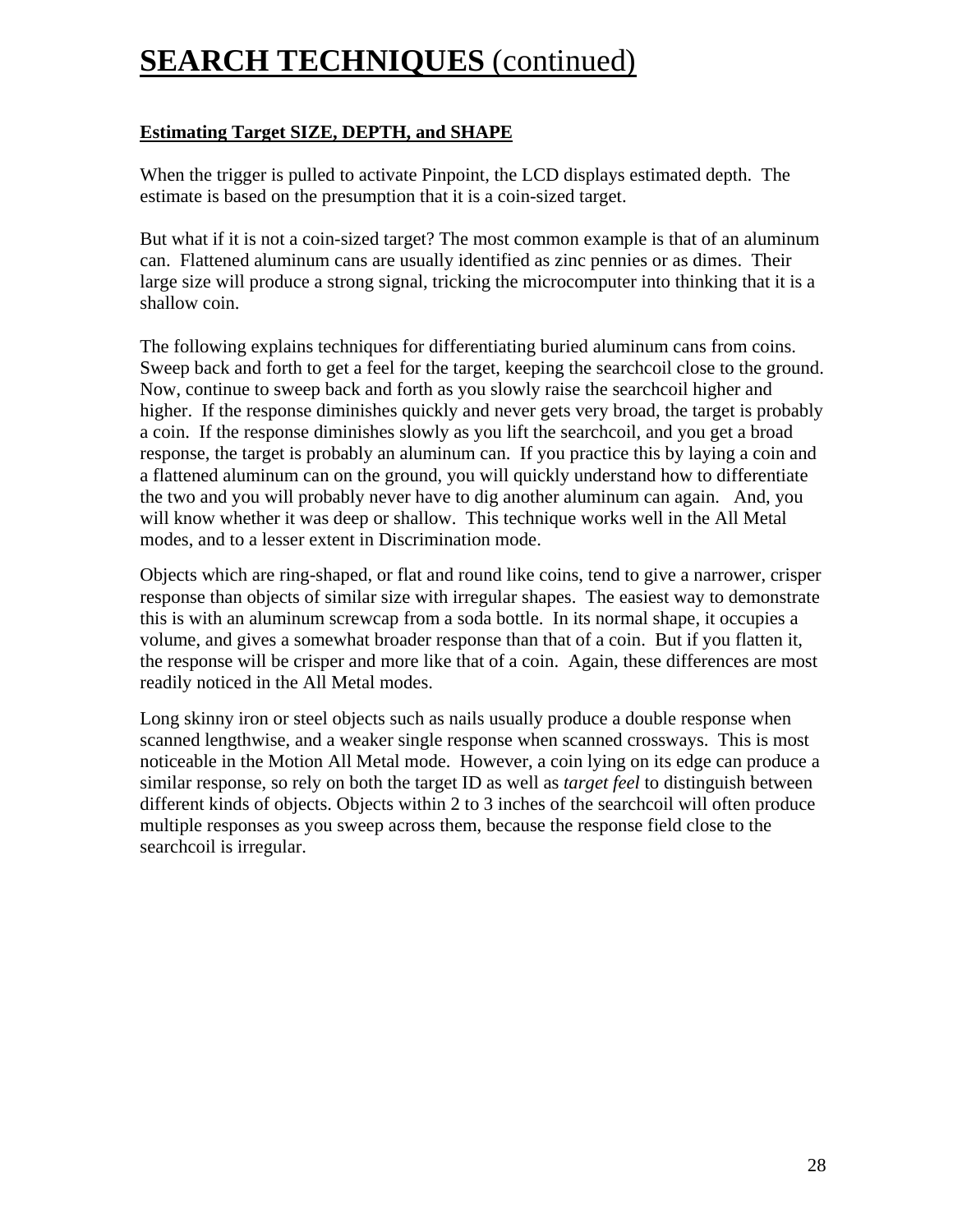# **SEARCH TECHNIQUES** (continued)

**Estimating Target SIZE, DEPTH, and SHAPE**

When the trigger is pulled to activate Pinpoint, the LCD displays estimated depth. The estimate is based on the presumption that it is a coin-sized target.

But what if it is not a coin-sized target? The most common example is that of an aluminum can. Flattened aluminum cans are usually identified as zinc pennies or as dimes. Their large size will produce a strong signal, tricking the microcomputer into thinking that it is a shallow coin.

The following explains techniques for differentiating buried aluminum cans from coins. Sweep back and forth to get a feel for the target, keeping the searchcoil close to the ground. Now, continue to sweep back and forth as you slowly raise the searchcoil higher and higher. If the response diminishes quickly and never gets very broad, the target is probably a coin. If the response diminishes slowly as you lift the searchcoil, and you get a broad response, the target is probably an aluminum can. If you practice this by laying a coin and a flattened aluminum can on the ground, you will quickly understand how to differentiate the two and you will probably never have to dig another aluminum can again. And, you will know whether it was deep or shallow. This technique works well in the All Metal modes, and to a lesser extent in Discrimination mode.

Objects which are ring-shaped, or flat and round like coins, tend to give a narrower, crisper response than objects of similar size with irregular shapes. The easiest way to demonstrate this is with an aluminum screwcap from a soda bottle. In its normal shape, it occupies a volume, and gives a somewhat broader response than that of a coin. But if you flatten it, the response will be crisper and more like that of a coin. Again, these differences are most readily noticed in the All Metal modes.

Long skinny iron or steel objects such as nails usually produce a double response when scanned lengthwise, and a weaker single response when scanned crossways. This is most noticeable in the Motion All Metal mode. However, a coin lying on its edge can produce a similar response, so rely on both the target ID as well as *target feel* to distinguish between different kinds of objects. Objects within 2 to 3 inches of the searchcoil will often produce multiple responses as you sweep across them, because the response field close to the searchcoil is irregular.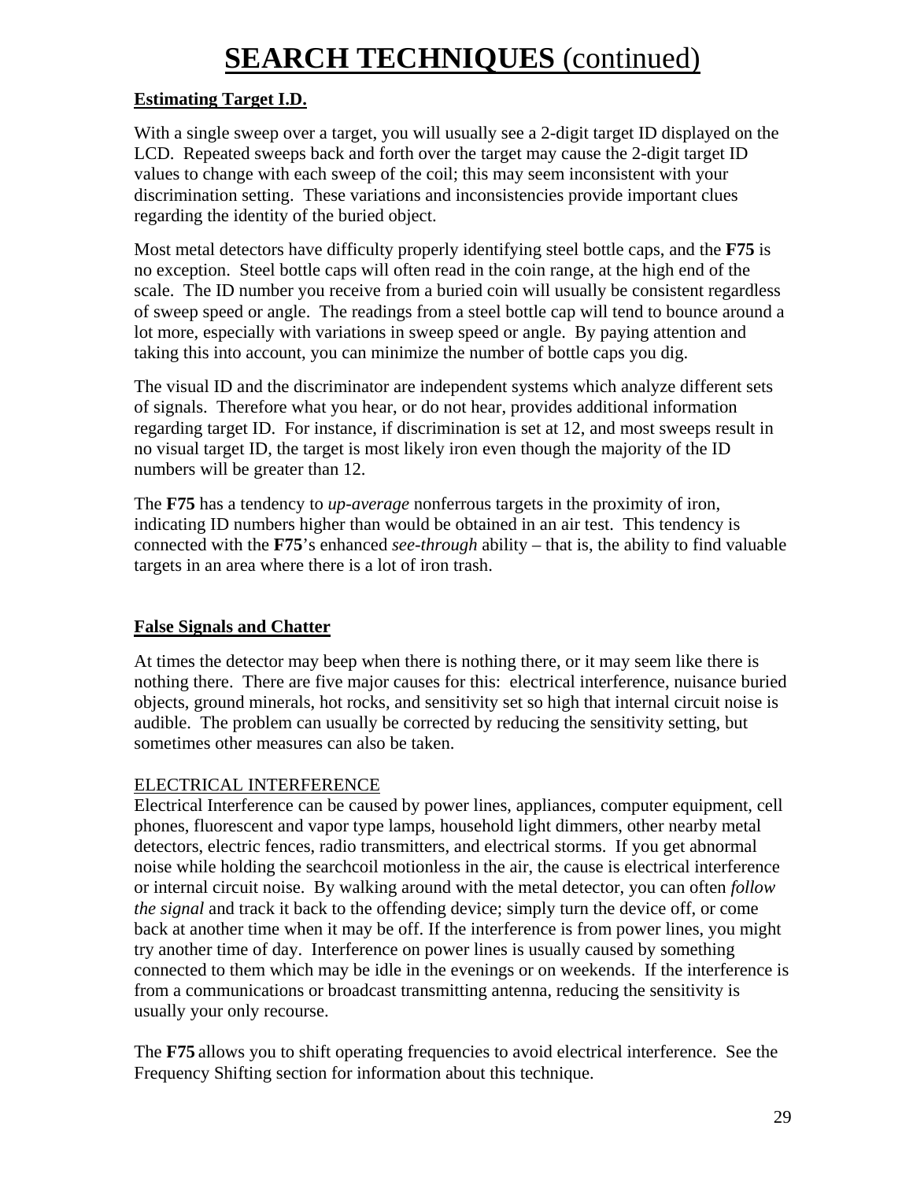# SEARCH TECHNIQUES (continued)

**Estimating Target I.D.**

With a single sweep over a target, you will usually see a 2-digit target ID displayed on the LCD. Repeated sweeps back and forth over the target may cause the 2-digit target ID values to change with each sweep of the coil; this may seem inconsistent with your discrimination setting. These variations and inconsistencies provide important clues regarding the identity of the buried object.

Most metal detectors have difficulty properly identifying steel bottle caps, and the **F75** is no exception. Steel bottle caps will often read in the coin range, at the high end of the scale. The ID number you receive from a buried coin will usually be consistent regardless of sweep speed or angle. The readings from a steel bottle cap will tend to bounce around a lot more, especially with variations in sweep speed or angle. By paying attention and taking this into account, you can minimize the number of bottle caps you dig.

The visual ID and the discriminator are independent systems which analyze different sets of signals. Therefore what you hear, or do not hear, provides additional information regarding target ID. For instance, if discrimination is set at 12, and most sweeps result in no visual target ID, the target is most likely iron even though the majority of the ID numbers will be greater than 12.

The **F75** has a tendency to *up-average* nonferrous targets in the proximity of iron, indicating ID numbers higher than would be obtained in an air test. This tendency is connected with the **F75**'s enhanced *see-through* ability – that is, the ability to find valuable targets in an area where there is a lot of iron trash.

**False Signals and Chatter**

At times the detector may beep when there is nothing there, or it may seem like there is nothing there. There are five major causes for this: electrical interference, nuisance buried objects, ground minerals, hot rocks, and sensitivity set so high that internal circuit noise is audible. The problem can usually be corrected by reducing the sensitivity setting, but sometimes other measures can also be taken.

ELECTRICAL INTERFERENCE

Electrical Interference can be caused by power lines, appliances, computer equipment, cell phones, fluorescent and vapor type lamps, household light dimmers, other nearby metal detectors, electric fences, radio transmitters, and electrical storms. If you get abnormal noise while holding the searchcoil motionless in the air, the cause is electrical interference or internal circuit noise. By walking around with the metal detector, you can often *follow the signal* and track it back to the offending device; simply turn the device off, or come back at another time when it may be off. If the interference is from power lines, you might try another time of day. Interference on power lines is usually caused by something connected to them which may be idle in the evenings or on weekends. If the interference is from a communications or broadcast transmitting antenna, reducing the sensitivity is usually your only recourse.

The **F75** allows you to shift operating frequencies to avoid electrical interference. See the Frequency Shifting section for information about this technique.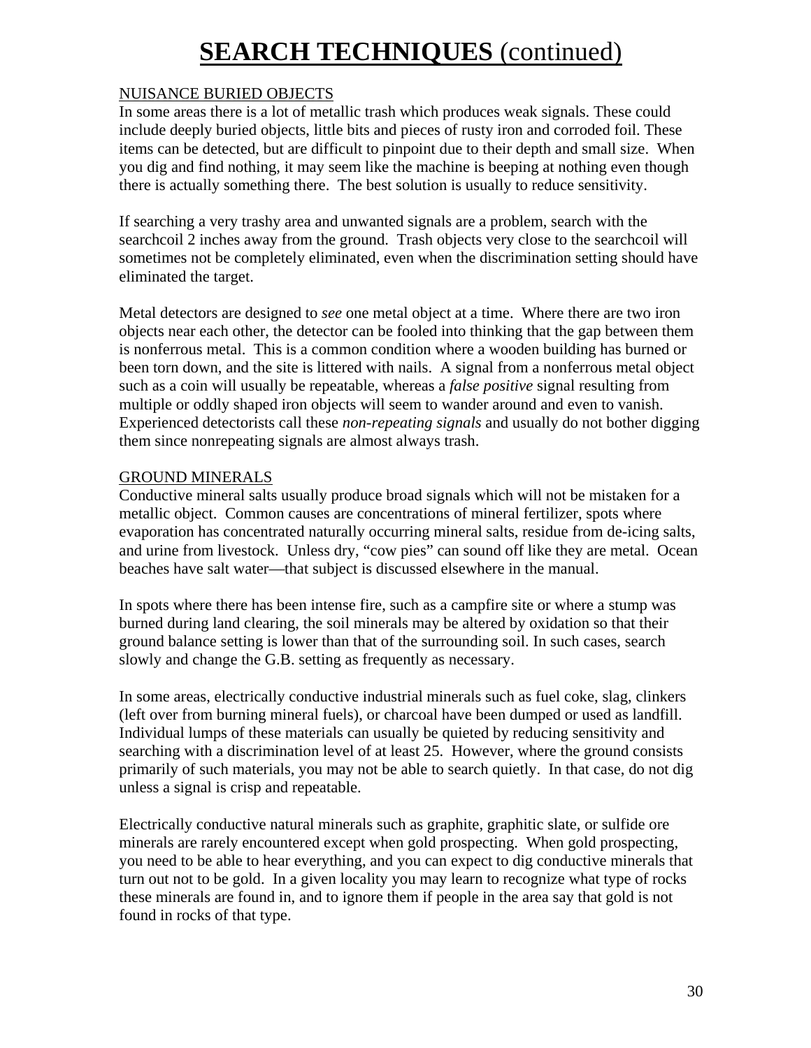# SEARCH TECHNIQUES (continued)

NUISANCE BURIED OBJECTS

In some areas there is a lot of metallic trash which produces weak signals. These could include deeply buried objects, little bits and pieces of rusty iron and corroded foil. These items can be detected, but are difficult to pinpoint due to their depth and small size. When you dig and find nothing, it may seem like the machine is beeping at nothing even though there is actually something there. The best solution is usually to reduce sensitivity.

If searching a very trashy area and unwanted signals are a problem, search with the searchcoil 2 inches away from the ground. Trash objects very close to the searchcoil will sometimes not be completely eliminated, even when the discrimination setting should have eliminated the target.

Metal detectors are designed to *see* one metal object at a time. Where there are two iron objects near each other, the detector can be fooled into thinking that the gap between them is nonferrous metal. This is a common condition where a wooden building has burned or been torn down, and the site is littered with nails. A signal from a nonferrous metal object such as a coin will usually be repeatable, whereas a *false positive* signal resulting from multiple or oddly shaped iron objects will seem to wander around and even to vanish. Experienced detectorists call these *non-repeating signals* and usually do not bother digging them since nonrepeating signals are almost always trash.

GROUND MINERALS

Conductive mineral salts usually produce broad signals which will not be mistaken for a metallic object. Common causes are concentrations of mineral fertilizer, spots where evaporation has concentrated naturally occurring mineral salts, residue from de-icing salts, and urine from livestock. Unless dry, "cow pies" can sound off like they are metal. Ocean beaches have salt water—that subject is discussed elsewhere in the manual.

In spots where there has been intense fire, such as a campfire site or where a stump was burned during land clearing, the soil minerals may be altered by oxidation so that their ground balance setting is lower than that of the surrounding soil. In such cases, search slowly and change the G.B. setting as frequently as necessary.

In some areas, electrically conductive industrial minerals such as fuel coke, slag, clinkers (left over from burning mineral fuels), or charcoal have been dumped or used as landfill. Individual lumps of these materials can usually be quieted by reducing sensitivity and searching with a discrimination level of at least 25. However, where the ground consists primarily of such materials, you may not be able to search quietly. In that case, do not dig unless a signal is crisp and repeatable.

Electrically conductive natural minerals such as graphite, graphitic slate, or sulfide ore minerals are rarely encountered except when gold prospecting. When gold prospecting, you need to be able to hear everything, and you can expect to dig conductive minerals that turn out not to be gold. In a given locality you may learn to recognize what type of rocks these minerals are found in, and to ignore them if people in the area say that gold is not found in rocks of that type.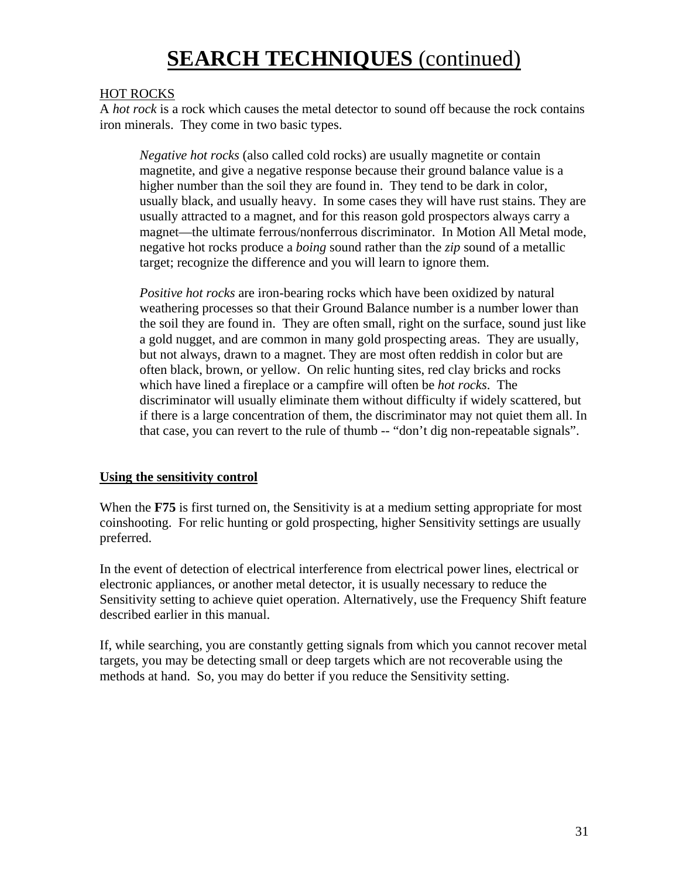# **SEARCH TECHNIQUES** (continued)

HOT ROCKS

A *hot rock* is a rock which causes the metal detector to sound off because the rock contains iron minerals. They come in two basic types.

> *Negative hot rocks* (also called cold rocks) are usually magnetite or contain magnetite, and give a negative response because their ground balance value is a higher number than the soil they are found in. They tend to be dark in color, usually black, and usually heavy. In some cases they will have rust stains. They are usually attracted to a magnet, and for this reason gold prospectors always carry a magnet—the ultimate ferrous/nonferrous discriminator. In Motion All Metal mode, negative hot rocks produce a *boing* sound rather than the *zip* sound of a metallic target; recognize the difference and you will learn to ignore them.
>
> *Positive hot rocks* are iron-bearing rocks which have been oxidized by natural weathering processes so that their Ground Balance number is a number lower than the soil they are found in. They are often small, right on the surface, sound just like a gold nugget, and are common in many gold prospecting areas. They are usually, but not always, drawn to a magnet. They are most often reddish in color but are often black, brown, or yellow. On relic hunting sites, red clay bricks and rocks which have lined a fireplace or a campfire will often be *hot rocks*. The discriminator will usually eliminate them without difficulty if widely scattered, but if there is a large concentration of them, the discriminator may not quiet them all. In that case, you can revert to the rule of thumb -- "don't dig non-repeatable signals".

**Using the sensitivity control**

When the **F75** is first turned on, the Sensitivity is at a medium setting appropriate for most coinshooting. For relic hunting or gold prospecting, higher Sensitivity settings are usually preferred.

In the event of detection of electrical interference from electrical power lines, electrical or electronic appliances, or another metal detector, it is usually necessary to reduce the Sensitivity setting to achieve quiet operation. Alternatively, use the Frequency Shift feature described earlier in this manual.

If, while searching, you are constantly getting signals from which you cannot recover metal targets, you may be detecting small or deep targets which are not recoverable using the methods at hand. So, you may do better if you reduce the Sensitivity setting.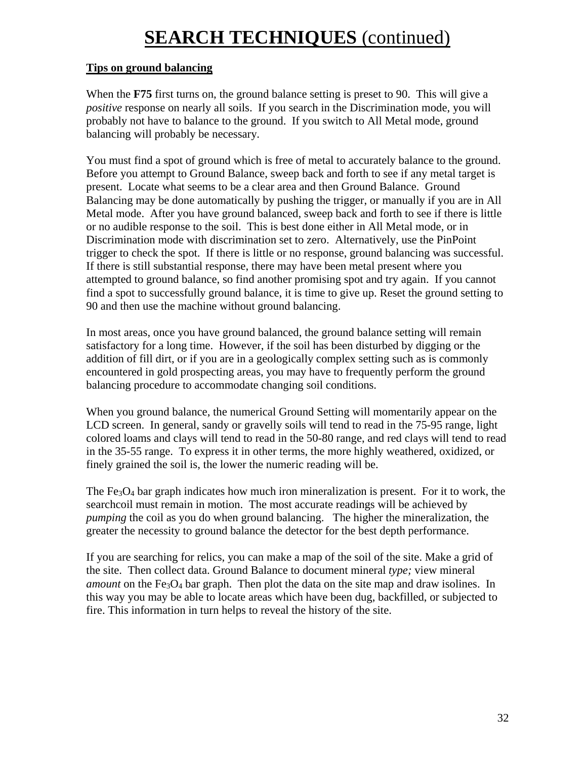# **SEARCH TECHNIQUES** (continued)

**Tips on ground balancing**

When the **F75** first turns on, the ground balance setting is preset to 90. This will give a *positive* response on nearly all soils. If you search in the Discrimination mode, you will probably not have to balance to the ground. If you switch to All Metal mode, ground balancing will probably be necessary.

You must find a spot of ground which is free of metal to accurately balance to the ground. Before you attempt to Ground Balance, sweep back and forth to see if any metal target is present. Locate what seems to be a clear area and then Ground Balance. Ground Balancing may be done automatically by pushing the trigger, or manually if you are in All Metal mode. After you have ground balanced, sweep back and forth to see if there is little or no audible response to the soil. This is best done either in All Metal mode, or in Discrimination mode with discrimination set to zero. Alternatively, use the PinPoint trigger to check the spot. If there is little or no response, ground balancing was successful. If there is still substantial response, there may have been metal present where you attempted to ground balance, so find another promising spot and try again. If you cannot find a spot to successfully ground balance, it is time to give up. Reset the ground setting to 90 and then use the machine without ground balancing.

In most areas, once you have ground balanced, the ground balance setting will remain satisfactory for a long time. However, if the soil has been disturbed by digging or the addition of fill dirt, or if you are in a geologically complex setting such as is commonly encountered in gold prospecting areas, you may have to frequently perform the ground balancing procedure to accommodate changing soil conditions.

When you ground balance, the numerical Ground Setting will momentarily appear on the LCD screen. In general, sandy or gravelly soils will tend to read in the 75-95 range, light colored loams and clays will tend to read in the 50-80 range, and red clays will tend to read in the 35-55 range. To express it in other terms, the more highly weathered, oxidized, or finely grained the soil is, the lower the numeric reading will be.

The $Fe_3O_4$ bar graph indicates how much iron mineralization is present. For it to work, the searchcoil must remain in motion. The most accurate readings will be achieved by *pumping* the coil as you do when ground balancing. The higher the mineralization, the greater the necessity to ground balance the detector for the best depth performance.

If you are searching for relics, you can make a map of the soil of the site. Make a grid of the site. Then collect data. Ground Balance to document mineral *type;* view mineral *amount* on the $Fe_3O_4$ bar graph. Then plot the data on the site map and draw isolines. In this way you may be able to locate areas which have been dug, backfilled, or subjected to fire. This information in turn helps to reveal the history of the site.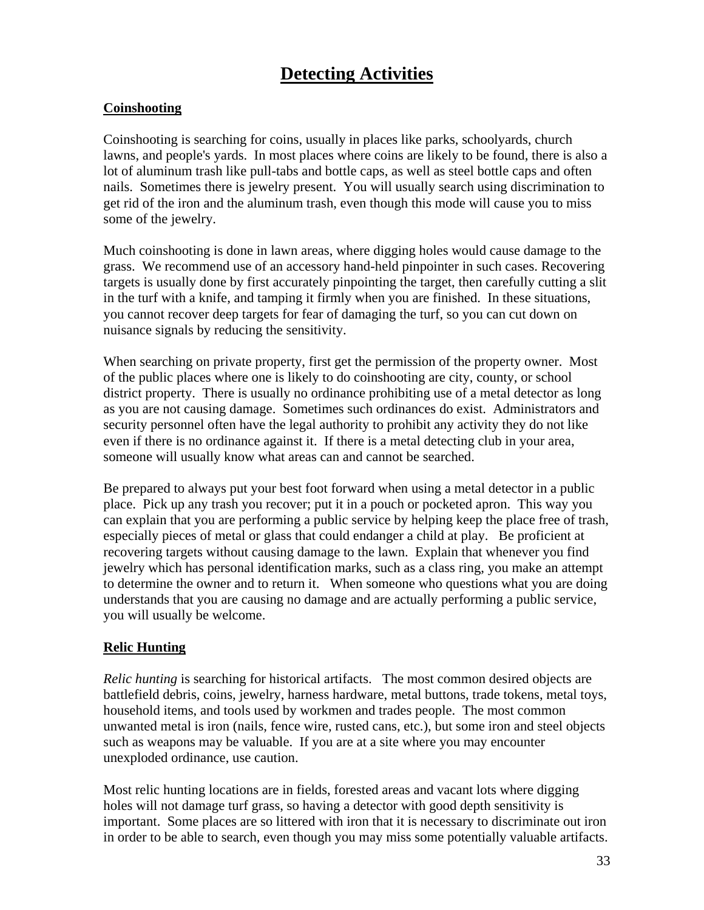# Detecting Activities

## Coinshooting

Coinshooting is searching for coins, usually in places like parks, schoolyards, church lawns, and people's yards. In most places where coins are likely to be found, there is also a lot of aluminum trash like pull-tabs and bottle caps, as well as steel bottle caps and often nails. Sometimes there is jewelry present. You will usually search using discrimination to get rid of the iron and the aluminum trash, even though this mode will cause you to miss some of the jewelry.

Much coinshooting is done in lawn areas, where digging holes would cause damage to the grass. We recommend use of an accessory hand-held pinpointer in such cases. Recovering targets is usually done by first accurately pinpointing the target, then carefully cutting a slit in the turf with a knife, and tamping it firmly when you are finished. In these situations, you cannot recover deep targets for fear of damaging the turf, so you can cut down on nuisance signals by reducing the sensitivity.

When searching on private property, first get the permission of the property owner. Most of the public places where one is likely to do coinshooting are city, county, or school district property. There is usually no ordinance prohibiting use of a metal detector as long as you are not causing damage. Sometimes such ordinances do exist. Administrators and security personnel often have the legal authority to prohibit any activity they do not like even if there is no ordinance against it. If there is a metal detecting club in your area, someone will usually know what areas can and cannot be searched.

Be prepared to always put your best foot forward when using a metal detector in a public place. Pick up any trash you recover; put it in a pouch or pocketed apron. This way you can explain that you are performing a public service by helping keep the place free of trash, especially pieces of metal or glass that could endanger a child at play. Be proficient at recovering targets without causing damage to the lawn. Explain that whenever you find jewelry which has personal identification marks, such as a class ring, you make an attempt to determine the owner and to return it. When someone who questions what you are doing understands that you are causing no damage and are actually performing a public service, you will usually be welcome.

## Relic Hunting

*Relic hunting* is searching for historical artifacts. The most common desired objects are battlefield debris, coins, jewelry, harness hardware, metal buttons, trade tokens, metal toys, household items, and tools used by workmen and trades people. The most common unwanted metal is iron (nails, fence wire, rusted cans, etc.), but some iron and steel objects such as weapons may be valuable. If you are at a site where you may encounter unexploded ordinance, use caution.

Most relic hunting locations are in fields, forested areas and vacant lots where digging holes will not damage turf grass, so having a detector with good depth sensitivity is important. Some places are so littered with iron that it is necessary to discriminate out iron in order to be able to search, even though you may miss some potentially valuable artifacts.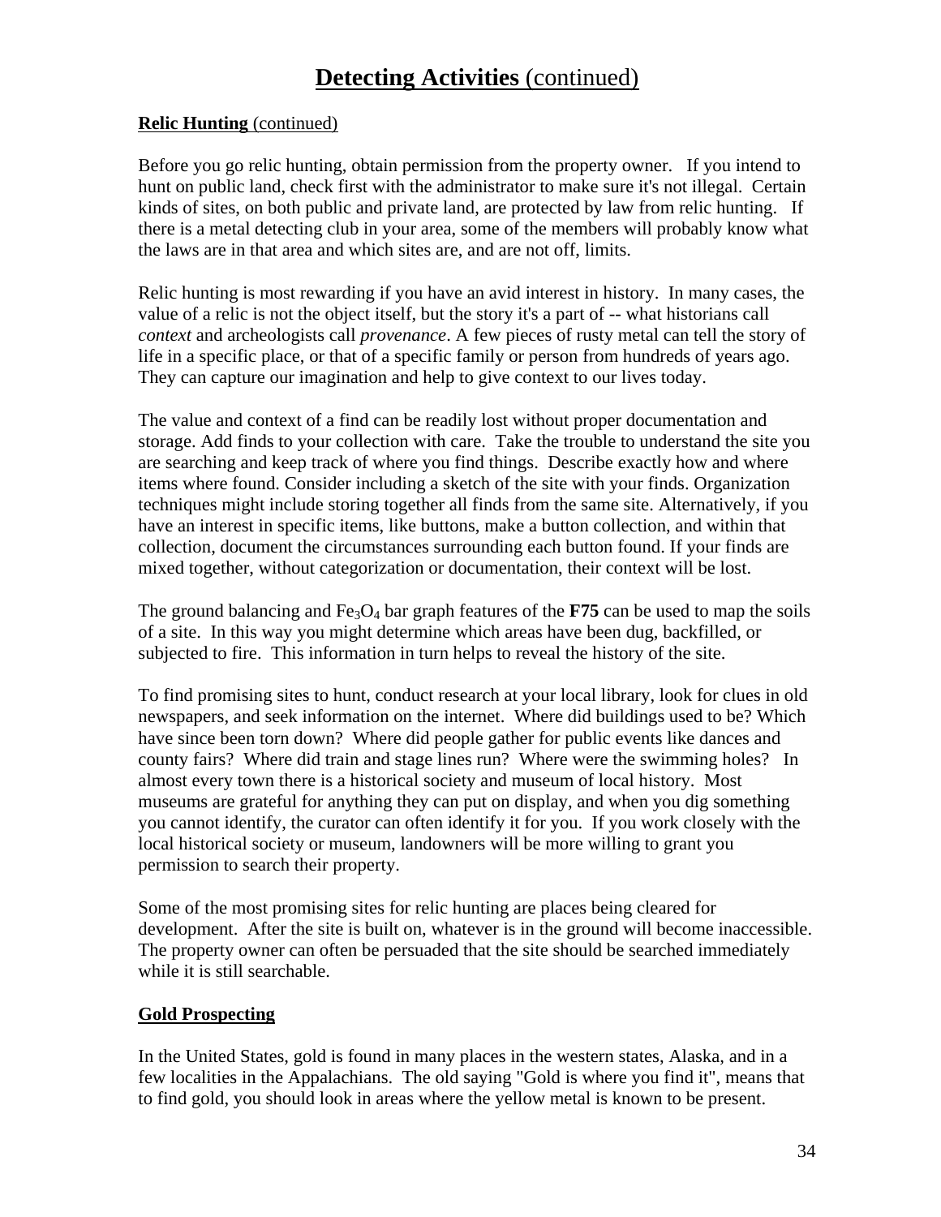# **Detecting Activities** (continued)

## **Relic Hunting** (continued)

Before you go relic hunting, obtain permission from the property owner. If you intend to hunt on public land, check first with the administrator to make sure it's not illegal. Certain kinds of sites, on both public and private land, are protected by law from relic hunting. If there is a metal detecting club in your area, some of the members will probably know what the laws are in that area and which sites are, and are not off, limits.

Relic hunting is most rewarding if you have an avid interest in history. In many cases, the value of a relic is not the object itself, but the story it's a part of -- what historians call *context* and archeologists call *provenance*. A few pieces of rusty metal can tell the story of life in a specific place, or that of a specific family or person from hundreds of years ago. They can capture our imagination and help to give context to our lives today.

The value and context of a find can be readily lost without proper documentation and storage. Add finds to your collection with care. Take the trouble to understand the site you are searching and keep track of where you find things. Describe exactly how and where items where found. Consider including a sketch of the site with your finds. Organization techniques might include storing together all finds from the same site. Alternatively, if you have an interest in specific items, like buttons, make a button collection, and within that collection, document the circumstances surrounding each button found. If your finds are mixed together, without categorization or documentation, their context will be lost.

The ground balancing and $Fe_3O_4$ bar graph features of the **F75** can be used to map the soils of a site. In this way you might determine which areas have been dug, backfilled, or subjected to fire. This information in turn helps to reveal the history of the site.

To find promising sites to hunt, conduct research at your local library, look for clues in old newspapers, and seek information on the internet. Where did buildings used to be? Which have since been torn down? Where did people gather for public events like dances and county fairs? Where did train and stage lines run? Where were the swimming holes? In almost every town there is a historical society and museum of local history. Most museums are grateful for anything they can put on display, and when you dig something you cannot identify, the curator can often identify it for you. If you work closely with the local historical society or museum, landowners will be more willing to grant you permission to search their property.

Some of the most promising sites for relic hunting are places being cleared for development. After the site is built on, whatever is in the ground will become inaccessible. The property owner can often be persuaded that the site should be searched immediately while it is still searchable.

## **Gold Prospecting**

In the United States, gold is found in many places in the western states, Alaska, and in a few localities in the Appalachians. The old saying "Gold is where you find it", means that to find gold, you should look in areas where the yellow metal is known to be present.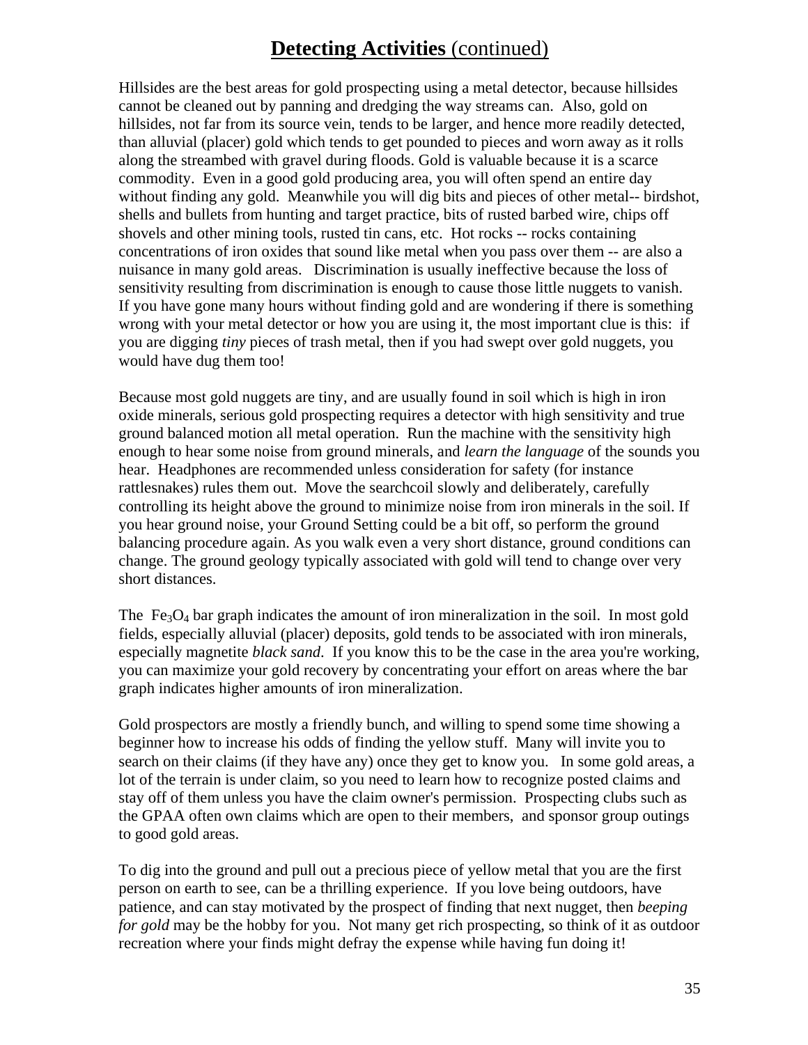# **Detecting Activities** (continued)

Hillsides are the best areas for gold prospecting using a metal detector, because hillsides cannot be cleaned out by panning and dredging the way streams can. Also, gold on hillsides, not far from its source vein, tends to be larger, and hence more readily detected, than alluvial (placer) gold which tends to get pounded to pieces and worn away as it rolls along the streambed with gravel during floods. Gold is valuable because it is a scarce commodity. Even in a good gold producing area, you will often spend an entire day without finding any gold. Meanwhile you will dig bits and pieces of other metal-- birdshot, shells and bullets from hunting and target practice, bits of rusted barbed wire, chips off shovels and other mining tools, rusted tin cans, etc. Hot rocks -- rocks containing concentrations of iron oxides that sound like metal when you pass over them -- are also a nuisance in many gold areas. Discrimination is usually ineffective because the loss of sensitivity resulting from discrimination is enough to cause those little nuggets to vanish. If you have gone many hours without finding gold and are wondering if there is something wrong with your metal detector or how you are using it, the most important clue is this: if you are digging *tiny* pieces of trash metal, then if you had swept over gold nuggets, you would have dug them too!

Because most gold nuggets are tiny, and are usually found in soil which is high in iron oxide minerals, serious gold prospecting requires a detector with high sensitivity and true ground balanced motion all metal operation. Run the machine with the sensitivity high enough to hear some noise from ground minerals, and *learn the language* of the sounds you hear. Headphones are recommended unless consideration for safety (for instance rattlesnakes) rules them out. Move the searchcoil slowly and deliberately, carefully controlling its height above the ground to minimize noise from iron minerals in the soil. If you hear ground noise, your Ground Setting could be a bit off, so perform the ground balancing procedure again. As you walk even a very short distance, ground conditions can change. The ground geology typically associated with gold will tend to change over very short distances.

The $Fe_3O_4$ bar graph indicates the amount of iron mineralization in the soil. In most gold fields, especially alluvial (placer) deposits, gold tends to be associated with iron minerals, especially magnetite *black sand*. If you know this to be the case in the area you're working, you can maximize your gold recovery by concentrating your effort on areas where the bar graph indicates higher amounts of iron mineralization.

Gold prospectors are mostly a friendly bunch, and willing to spend some time showing a beginner how to increase his odds of finding the yellow stuff. Many will invite you to search on their claims (if they have any) once they get to know you. In some gold areas, a lot of the terrain is under claim, so you need to learn how to recognize posted claims and stay off of them unless you have the claim owner's permission. Prospecting clubs such as the GPAA often own claims which are open to their members, and sponsor group outings to good gold areas.

To dig into the ground and pull out a precious piece of yellow metal that you are the first person on earth to see, can be a thrilling experience. If you love being outdoors, have patience, and can stay motivated by the prospect of finding that next nugget, then *beeping for gold* may be the hobby for you. Not many get rich prospecting, so think of it as outdoor recreation where your finds might defray the expense while having fun doing it!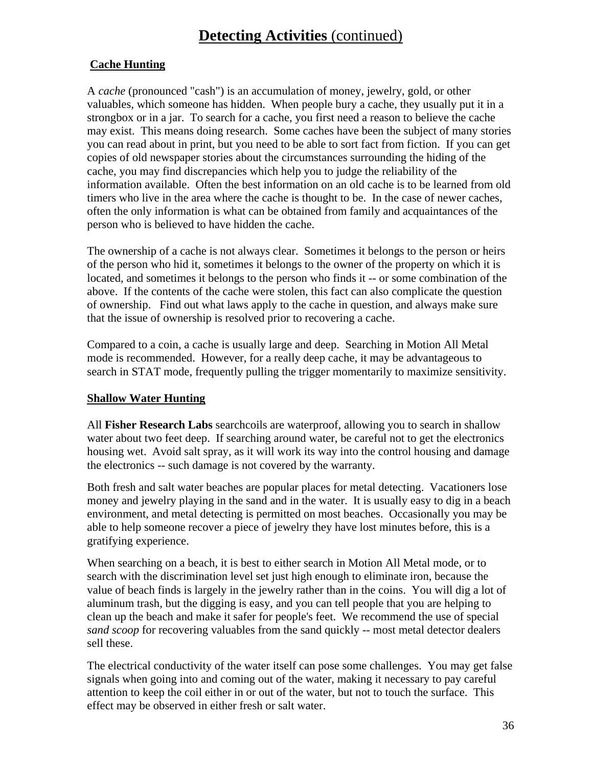# **Detecting Activities** (continued)

**Cache Hunting**

A *cache* (pronounced "cash") is an accumulation of money, jewelry, gold, or other valuables, which someone has hidden. When people bury a cache, they usually put it in a strongbox or in a jar. To search for a cache, you first need a reason to believe the cache may exist. This means doing research. Some caches have been the subject of many stories you can read about in print, but you need to be able to sort fact from fiction. If you can get copies of old newspaper stories about the circumstances surrounding the hiding of the cache, you may find discrepancies which help you to judge the reliability of the information available. Often the best information on an old cache is to be learned from old timers who live in the area where the cache is thought to be. In the case of newer caches, often the only information is what can be obtained from family and acquaintances of the person who is believed to have hidden the cache.

The ownership of a cache is not always clear. Sometimes it belongs to the person or heirs of the person who hid it, sometimes it belongs to the owner of the property on which it is located, and sometimes it belongs to the person who finds it -- or some combination of the above. If the contents of the cache were stolen, this fact can also complicate the question of ownership. Find out what laws apply to the cache in question, and always make sure that the issue of ownership is resolved prior to recovering a cache.

Compared to a coin, a cache is usually large and deep. Searching in Motion All Metal mode is recommended. However, for a really deep cache, it may be advantageous to search in STAT mode, frequently pulling the trigger momentarily to maximize sensitivity.

**Shallow Water Hunting**

All **Fisher Research Labs** searchcoils are waterproof, allowing you to search in shallow water about two feet deep. If searching around water, be careful not to get the electronics housing wet. Avoid salt spray, as it will work its way into the control housing and damage the electronics -- such damage is not covered by the warranty.

Both fresh and salt water beaches are popular places for metal detecting. Vacationers lose money and jewelry playing in the sand and in the water. It is usually easy to dig in a beach environment, and metal detecting is permitted on most beaches. Occasionally you may be able to help someone recover a piece of jewelry they have lost minutes before, this is a gratifying experience.

When searching on a beach, it is best to either search in Motion All Metal mode, or to search with the discrimination level set just high enough to eliminate iron, because the value of beach finds is largely in the jewelry rather than in the coins. You will dig a lot of aluminum trash, but the digging is easy, and you can tell people that you are helping to clean up the beach and make it safer for people's feet. We recommend the use of special *sand scoop* for recovering valuables from the sand quickly -- most metal detector dealers sell these.

The electrical conductivity of the water itself can pose some challenges. You may get false signals when going into and coming out of the water, making it necessary to pay careful attention to keep the coil either in or out of the water, but not to touch the surface. This effect may be observed in either fresh or salt water.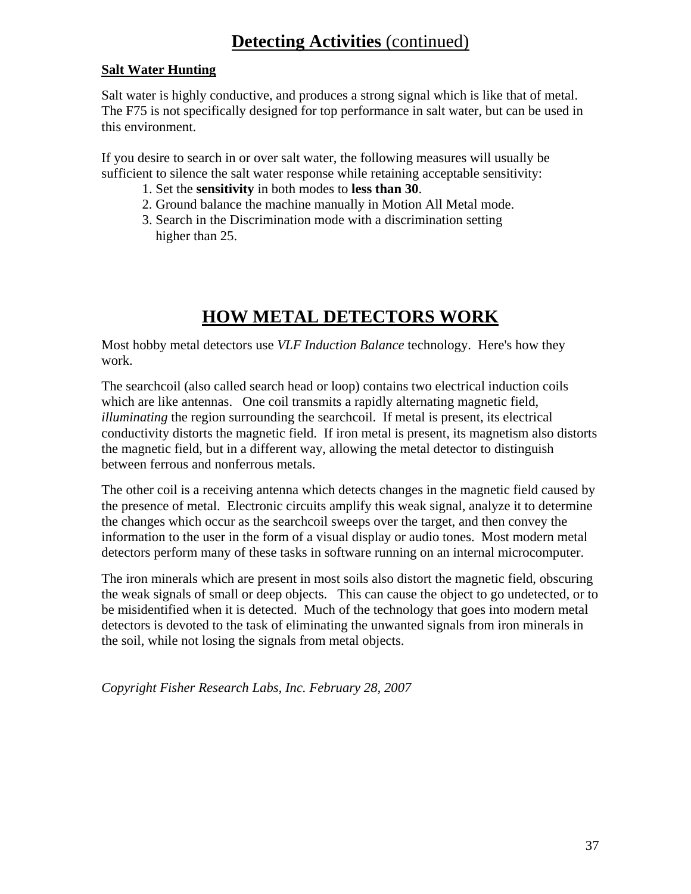# **Detecting Activities** (continued)

### **Salt Water Hunting**

Salt water is highly conductive, and produces a strong signal which is like that of metal. The F75 is not specifically designed for top performance in salt water, but can be used in this environment.

If you desire to search in or over salt water, the following measures will usually be sufficient to silence the salt water response while retaining acceptable sensitivity:

1. Set the **sensitivity** in both modes to **less than 30**.
2. Ground balance the machine manually in Motion All Metal mode.
3. Search in the Discrimination mode with a discrimination setting higher than 25.

# **HOW METAL DETECTORS WORK**

Most hobby metal detectors use *VLF Induction Balance* technology. Here's how they work.

The searchcoil (also called search head or loop) contains two electrical induction coils which are like antennas. One coil transmits a rapidly alternating magnetic field, *illuminating* the region surrounding the searchcoil. If metal is present, its electrical conductivity distorts the magnetic field. If iron metal is present, its magnetism also distorts the magnetic field, but in a different way, allowing the metal detector to distinguish between ferrous and nonferrous metals.

The other coil is a receiving antenna which detects changes in the magnetic field caused by the presence of metal. Electronic circuits amplify this weak signal, analyze it to determine the changes which occur as the searchcoil sweeps over the target, and then convey the information to the user in the form of a visual display or audio tones. Most modern metal detectors perform many of these tasks in software running on an internal microcomputer.

The iron minerals which are present in most soils also distort the magnetic field, obscuring the weak signals of small or deep objects. This can cause the object to go undetected, or to be misidentified when it is detected. Much of the technology that goes into modern metal detectors is devoted to the task of eliminating the unwanted signals from iron minerals in the soil, while not losing the signals from metal objects.

*Copyright Fisher Research Labs, Inc. February 28, 2007*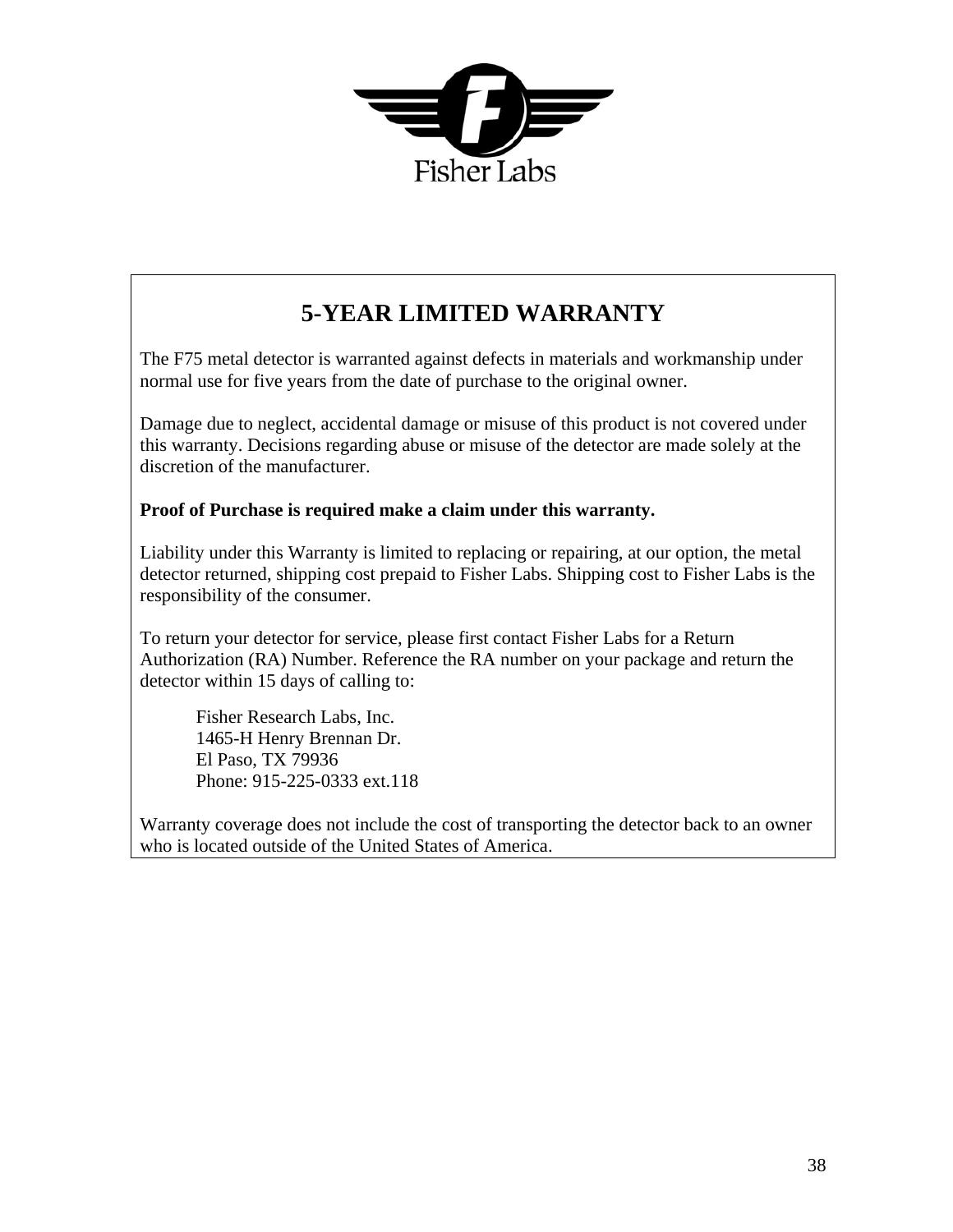Fisher Labs

# 5-YEAR LIMITED WARRANTY

The F75 metal detector is warranted against defects in materials and workmanship under normal use for five years from the date of purchase to the original owner.

Damage due to neglect, accidental damage or misuse of this product is not covered under this warranty. Decisions regarding abuse or misuse of the detector are made solely at the discretion of the manufacturer.

**Proof of Purchase is required make a claim under this warranty.**

Liability under this Warranty is limited to replacing or repairing, at our option, the metal detector returned, shipping cost prepaid to Fisher Labs. Shipping cost to Fisher Labs is the responsibility of the consumer.

To return your detector for service, please first contact Fisher Labs for a Return Authorization (RA) Number. Reference the RA number on your package and return the detector within 15 days of calling to:

Fisher Research Labs, Inc.
1465-H Henry Brennan Dr.
El Paso, TX 79936
Phone: 915-225-0333 ext.118

Warranty coverage does not include the cost of transporting the detector back to an owner who is located outside of the United States of America.